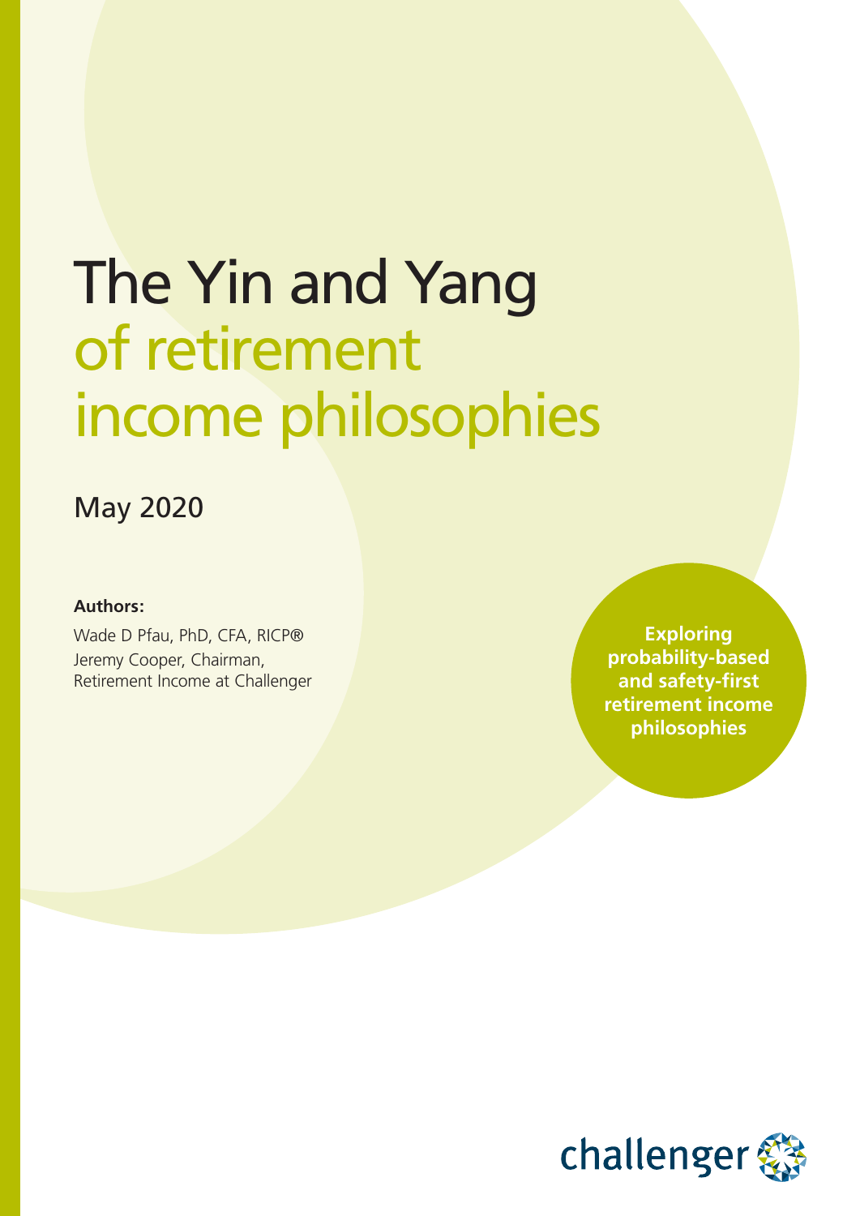# The Yin and Yang of retirement income philosophies

May 2020

**Authors:**

Wade D Pfau, PhD, CFA, RICP®
Jeremy Cooper, Chairman, Retirement Income at Challenger

**Exploring probability-based and safety-first retirement income philosophies**

challenger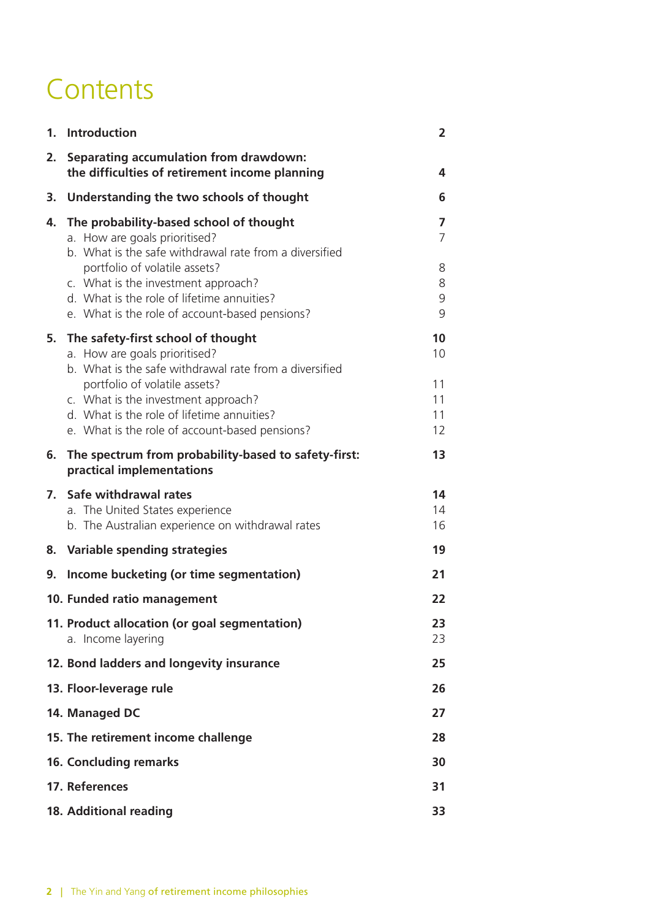# Contents

| | | |
|---|---|---|
| **1.** | **Introduction** | **2** |
| **2.** | **Separating accumulation from drawdown: the difficulties of retirement income planning** | **4** |
| **3.** | **Understanding the two schools of thought** | **6** |
| **4.** | **The probability-based school of thought** | **7** |
| | a. How are goals prioritised? | 7 |
| | b. What is the safe withdrawal rate from a diversified portfolio of volatile assets? | 8 |
| | c. What is the investment approach? | 8 |
| | d. What is the role of lifetime annuities? | 9 |
| | e. What is the role of account-based pensions? | 9 |
| **5.** | **The safety-first school of thought** | **10** |
| | a. How are goals prioritised? | 10 |
| | b. What is the safe withdrawal rate from a diversified portfolio of volatile assets? | 11 |
| | c. What is the investment approach? | 11 |
| | d. What is the role of lifetime annuities? | 11 |
| | e. What is the role of account-based pensions? | 12 |
| **6.** | **The spectrum from probability-based to safety-first: practical implementations** | **13** |
| **7.** | **Safe withdrawal rates** | **14** |
| | a. The United States experience | 14 |
| | b. The Australian experience on withdrawal rates | 16 |
| **8.** | **Variable spending strategies** | **19** |
| **9.** | **Income bucketing (or time segmentation)** | **21** |
| **10.** | **Funded ratio management** | **22** |
| **11.** | **Product allocation (or goal segmentation)** | **23** |
| | a. Income layering | 23 |
| **12.** | **Bond ladders and longevity insurance** | **25** |
| **13.** | **Floor-leverage rule** | **26** |
| **14.** | **Managed DC** | **27** |
| **15.** | **The retirement income challenge** | **28** |
| **16.** | **Concluding remarks** | **30** |
| **17.** | **References** | **31** |
| **18.** | **Additional reading** | **33** |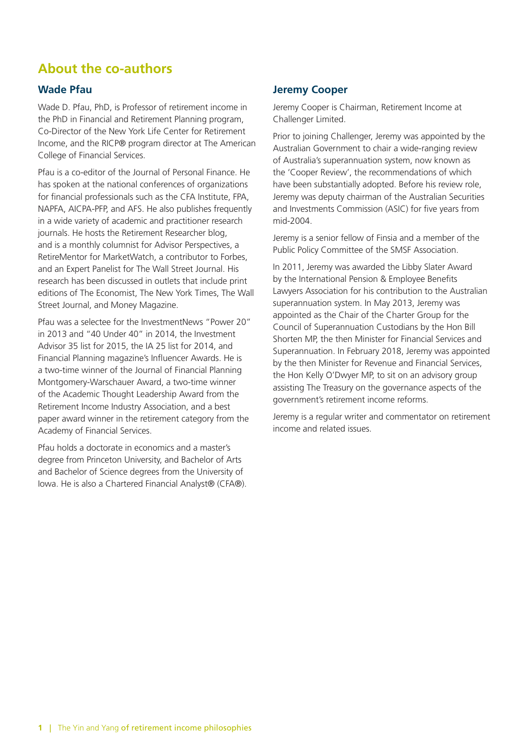## About the co-authors

### Wade Pfau

Wade D. Pfau, PhD, is Professor of retirement income in the PhD in Financial and Retirement Planning program, Co-Director of the New York Life Center for Retirement Income, and the RICP® program director at The American College of Financial Services.

Pfau is a co-editor of the Journal of Personal Finance. He has spoken at the national conferences of organizations for financial professionals such as the CFA Institute, FPA, NAPFA, AICPA-PFP, and AFS. He also publishes frequently in a wide variety of academic and practitioner research journals. He hosts the Retirement Researcher blog, and is a monthly columnist for Advisor Perspectives, a RetireMentor for MarketWatch, a contributor to Forbes, and an Expert Panelist for The Wall Street Journal. His research has been discussed in outlets that include print editions of The Economist, The New York Times, The Wall Street Journal, and Money Magazine.

Pfau was a selectee for the InvestmentNews "Power 20" in 2013 and "40 Under 40" in 2014, the Investment Advisor 35 list for 2015, the IA 25 list for 2014, and Financial Planning magazine's Influencer Awards. He is a two-time winner of the Journal of Financial Planning Montgomery-Warschauer Award, a two-time winner of the Academic Thought Leadership Award from the Retirement Income Industry Association, and a best paper award winner in the retirement category from the Academy of Financial Services.

Pfau holds a doctorate in economics and a master's degree from Princeton University, and Bachelor of Arts and Bachelor of Science degrees from the University of Iowa. He is also a Chartered Financial Analyst® (CFA®).

### Jeremy Cooper

Jeremy Cooper is Chairman, Retirement Income at Challenger Limited.

Prior to joining Challenger, Jeremy was appointed by the Australian Government to chair a wide-ranging review of Australia's superannuation system, now known as the 'Cooper Review', the recommendations of which have been substantially adopted. Before his review role, Jeremy was deputy chairman of the Australian Securities and Investments Commission (ASIC) for five years from mid-2004.

Jeremy is a senior fellow of Finsia and a member of the Public Policy Committee of the SMSF Association.

In 2011, Jeremy was awarded the Libby Slater Award by the International Pension & Employee Benefits Lawyers Association for his contribution to the Australian superannuation system. In May 2013, Jeremy was appointed as the Chair of the Charter Group for the Council of Superannuation Custodians by the Hon Bill Shorten MP, the then Minister for Financial Services and Superannuation. In February 2018, Jeremy was appointed by the then Minister for Revenue and Financial Services, the Hon Kelly O'Dwyer MP, to sit on an advisory group assisting The Treasury on the governance aspects of the government's retirement income reforms.

Jeremy is a regular writer and commentator on retirement income and related issues.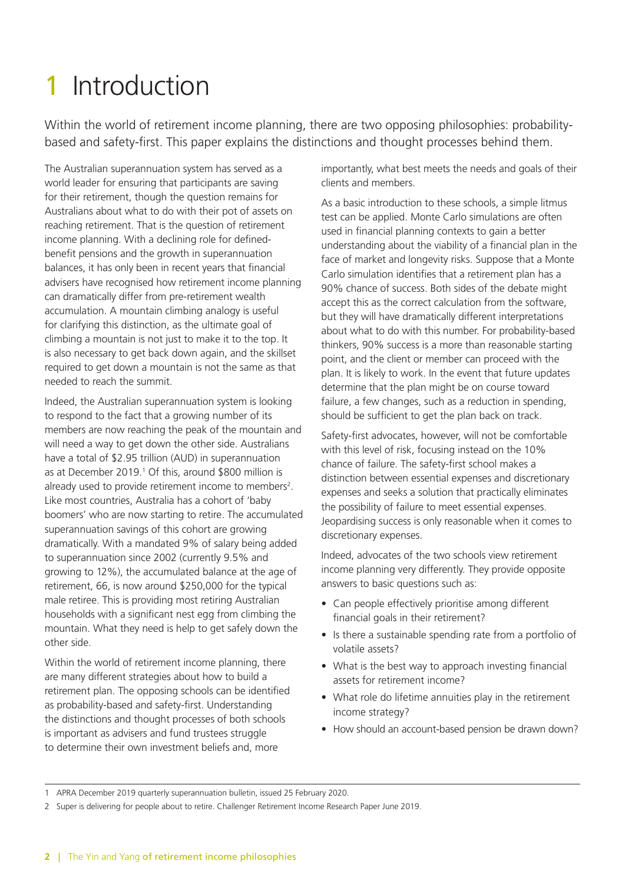# 1 Introduction

Within the world of retirement income planning, there are two opposing philosophies: probability-based and safety-first. This paper explains the distinctions and thought processes behind them.

The Australian superannuation system has served as a world leader for ensuring that participants are saving for their retirement, though the question remains for Australians about what to do with their pot of assets on reaching retirement. That is the question of retirement income planning. With a declining role for defined-benefit pensions and the growth in superannuation balances, it has only been in recent years that financial advisers have recognised how retirement income planning can dramatically differ from pre-retirement wealth accumulation. A mountain climbing analogy is useful for clarifying this distinction, as the ultimate goal of climbing a mountain is not just to make it to the top. It is also necessary to get back down again, and the skillset required to get down a mountain is not the same as that needed to reach the summit.

Indeed, the Australian superannuation system is looking to respond to the fact that a growing number of its members are now reaching the peak of the mountain and will need a way to get down the other side. Australians have a total of $2.95 trillion (AUD) in superannuation as at December 2019.[1] Of this, around $800 million is already used to provide retirement income to members[2]. Like most countries, Australia has a cohort of 'baby boomers' who are now starting to retire. The accumulated superannuation savings of this cohort are growing dramatically. With a mandated 9% of salary being added to superannuation since 2002 (currently 9.5% and growing to 12%), the accumulated balance at the age of retirement, 66, is now around $250,000 for the typical male retiree. This is providing most retiring Australian households with a significant nest egg from climbing the mountain. What they need is help to get safely down the other side.

Within the world of retirement income planning, there are many different strategies about how to build a retirement plan. The opposing schools can be identified as probability-based and safety-first. Understanding the distinctions and thought processes of both schools is important as advisers and fund trustees struggle to determine their own investment beliefs and, more importantly, what best meets the needs and goals of their clients and members.

As a basic introduction to these schools, a simple litmus test can be applied. Monte Carlo simulations are often used in financial planning contexts to gain a better understanding about the viability of a financial plan in the face of market and longevity risks. Suppose that a Monte Carlo simulation identifies that a retirement plan has a 90% chance of success. Both sides of the debate might accept this as the correct calculation from the software, but they will have dramatically different interpretations about what to do with this number. For probability-based thinkers, 90% success is a more than reasonable starting point, and the client or member can proceed with the plan. It is likely to work. In the event that future updates determine that the plan might be on course toward failure, a few changes, such as a reduction in spending, should be sufficient to get the plan back on track.

Safety-first advocates, however, will not be comfortable with this level of risk, focusing instead on the 10% chance of failure. The safety-first school makes a distinction between essential expenses and discretionary expenses and seeks a solution that practically eliminates the possibility of failure to meet essential expenses. Jeopardising success is only reasonable when it comes to discretionary expenses.

Indeed, advocates of the two schools view retirement income planning very differently. They provide opposite answers to basic questions such as:

- Can people effectively prioritise among different financial goals in their retirement?
- Is there a sustainable spending rate from a portfolio of volatile assets?
- What is the best way to approach investing financial assets for retirement income?
- What role do lifetime annuities play in the retirement income strategy?
- How should an account-based pension be drawn down?

1 APRA December 2019 quarterly superannuation bulletin, issued 25 February 2020.

2 Super is delivering for people about to retire. Challenger Retirement Income Research Paper June 2019.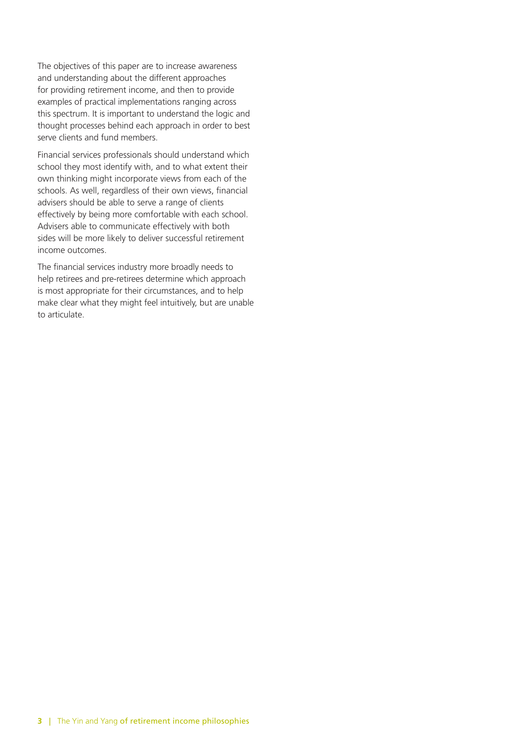The objectives of this paper are to increase awareness and understanding about the different approaches for providing retirement income, and then to provide examples of practical implementations ranging across this spectrum. It is important to understand the logic and thought processes behind each approach in order to best serve clients and fund members.

Financial services professionals should understand which school they most identify with, and to what extent their own thinking might incorporate views from each of the schools. As well, regardless of their own views, financial advisers should be able to serve a range of clients effectively by being more comfortable with each school. Advisers able to communicate effectively with both sides will be more likely to deliver successful retirement income outcomes.

The financial services industry more broadly needs to help retirees and pre-retirees determine which approach is most appropriate for their circumstances, and to help make clear what they might feel intuitively, but are unable to articulate.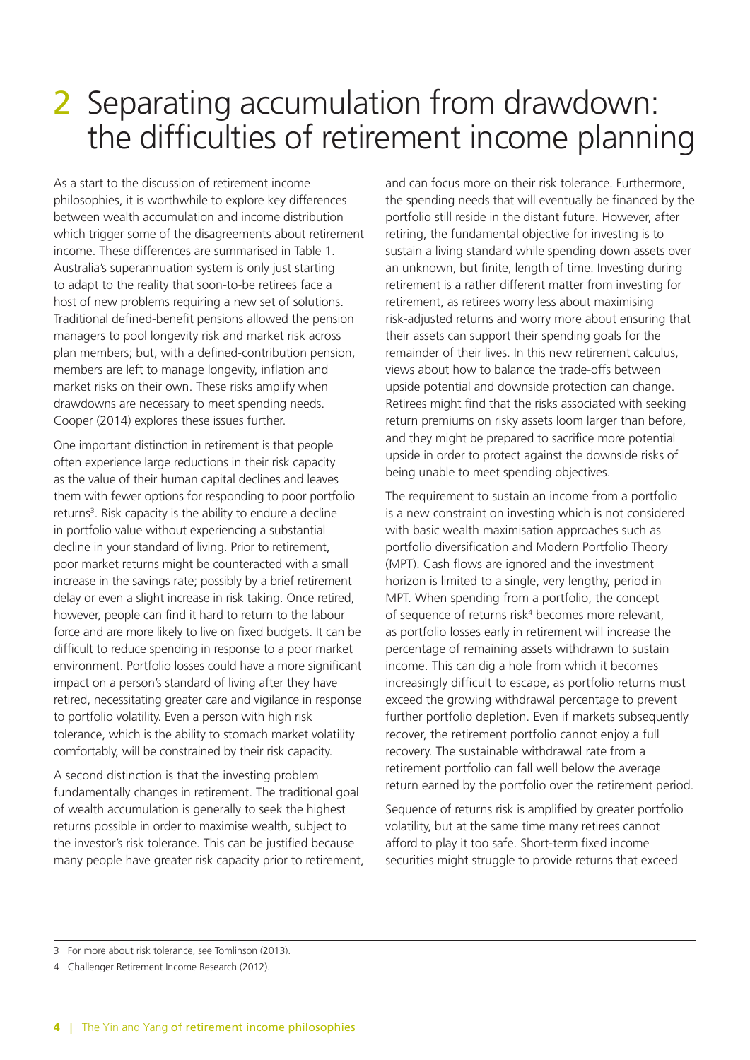# 2 Separating accumulation from drawdown: the difficulties of retirement income planning

As a start to the discussion of retirement income philosophies, it is worthwhile to explore key differences between wealth accumulation and income distribution which trigger some of the disagreements about retirement income. These differences are summarised in Table 1. Australia's superannuation system is only just starting to adapt to the reality that soon-to-be retirees face a host of new problems requiring a new set of solutions. Traditional defined-benefit pensions allowed the pension managers to pool longevity risk and market risk across plan members; but, with a defined-contribution pension, members are left to manage longevity, inflation and market risks on their own. These risks amplify when drawdowns are necessary to meet spending needs. Cooper (2014) explores these issues further.

One important distinction in retirement is that people often experience large reductions in their risk capacity as the value of their human capital declines and leaves them with fewer options for responding to poor portfolio returns[3]. Risk capacity is the ability to endure a decline in portfolio value without experiencing a substantial decline in your standard of living. Prior to retirement, poor market returns might be counteracted with a small increase in the savings rate; possibly by a brief retirement delay or even a slight increase in risk taking. Once retired, however, people can find it hard to return to the labour force and are more likely to live on fixed budgets. It can be difficult to reduce spending in response to a poor market environment. Portfolio losses could have a more significant impact on a person's standard of living after they have retired, necessitating greater care and vigilance in response to portfolio volatility. Even a person with high risk tolerance, which is the ability to stomach market volatility comfortably, will be constrained by their risk capacity.

A second distinction is that the investing problem fundamentally changes in retirement. The traditional goal of wealth accumulation is generally to seek the highest returns possible in order to maximise wealth, subject to the investor's risk tolerance. This can be justified because many people have greater risk capacity prior to retirement, and can focus more on their risk tolerance. Furthermore, the spending needs that will eventually be financed by the portfolio still reside in the distant future. However, after retiring, the fundamental objective for investing is to sustain a living standard while spending down assets over an unknown, but finite, length of time. Investing during retirement is a rather different matter from investing for retirement, as retirees worry less about maximising risk-adjusted returns and worry more about ensuring that their assets can support their spending goals for the remainder of their lives. In this new retirement calculus, views about how to balance the trade-offs between upside potential and downside protection can change. Retirees might find that the risks associated with seeking return premiums on risky assets loom larger than before, and they might be prepared to sacrifice more potential upside in order to protect against the downside risks of being unable to meet spending objectives.

The requirement to sustain an income from a portfolio is a new constraint on investing which is not considered with basic wealth maximisation approaches such as portfolio diversification and Modern Portfolio Theory (MPT). Cash flows are ignored and the investment horizon is limited to a single, very lengthy, period in MPT. When spending from a portfolio, the concept of sequence of returns risk[4] becomes more relevant, as portfolio losses early in retirement will increase the percentage of remaining assets withdrawn to sustain income. This can dig a hole from which it becomes increasingly difficult to escape, as portfolio returns must exceed the growing withdrawal percentage to prevent further portfolio depletion. Even if markets subsequently recover, the retirement portfolio cannot enjoy a full recovery. The sustainable withdrawal rate from a retirement portfolio can fall well below the average return earned by the portfolio over the retirement period.

Sequence of returns risk is amplified by greater portfolio volatility, but at the same time many retirees cannot afford to play it too safe. Short-term fixed income securities might struggle to provide returns that exceed

---

3 For more about risk tolerance, see Tomlinson (2013).

4 Challenger Retirement Income Research (2012).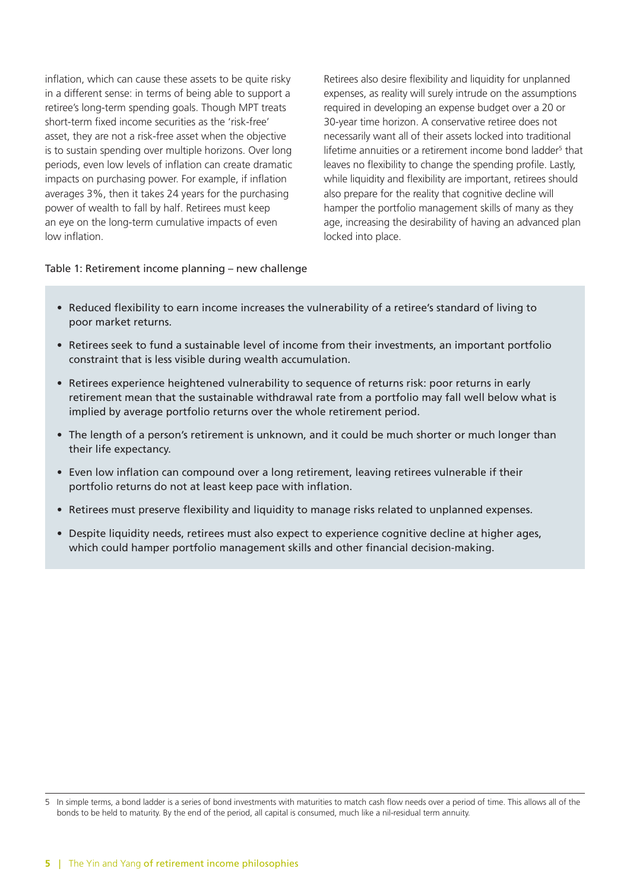inflation, which can cause these assets to be quite risky in a different sense: in terms of being able to support a retiree's long-term spending goals. Though MPT treats short-term fixed income securities as the 'risk-free' asset, they are not a risk-free asset when the objective is to sustain spending over multiple horizons. Over long periods, even low levels of inflation can create dramatic impacts on purchasing power. For example, if inflation averages 3%, then it takes 24 years for the purchasing power of wealth to fall by half. Retirees must keep an eye on the long-term cumulative impacts of even low inflation.

Retirees also desire flexibility and liquidity for unplanned expenses, as reality will surely intrude on the assumptions required in developing an expense budget over a 20 or 30-year time horizon. A conservative retiree does not necessarily want all of their assets locked into traditional lifetime annuities or a retirement income bond ladder[5] that leaves no flexibility to change the spending profile. Lastly, while liquidity and flexibility are important, retirees should also prepare for the reality that cognitive decline will hamper the portfolio management skills of many as they age, increasing the desirability of having an advanced plan locked into place.

Table 1: Retirement income planning – new challenge

- Reduced flexibility to earn income increases the vulnerability of a retiree's standard of living to poor market returns.
- Retirees seek to fund a sustainable level of income from their investments, an important portfolio constraint that is less visible during wealth accumulation.
- Retirees experience heightened vulnerability to sequence of returns risk: poor returns in early retirement mean that the sustainable withdrawal rate from a portfolio may fall well below what is implied by average portfolio returns over the whole retirement period.
- The length of a person's retirement is unknown, and it could be much shorter or much longer than their life expectancy.
- Even low inflation can compound over a long retirement, leaving retirees vulnerable if their portfolio returns do not at least keep pace with inflation.
- Retirees must preserve flexibility and liquidity to manage risks related to unplanned expenses.
- Despite liquidity needs, retirees must also expect to experience cognitive decline at higher ages, which could hamper portfolio management skills and other financial decision-making.

5 In simple terms, a bond ladder is a series of bond investments with maturities to match cash flow needs over a period of time. This allows all of the bonds to be held to maturity. By the end of the period, all capital is consumed, much like a nil-residual term annuity.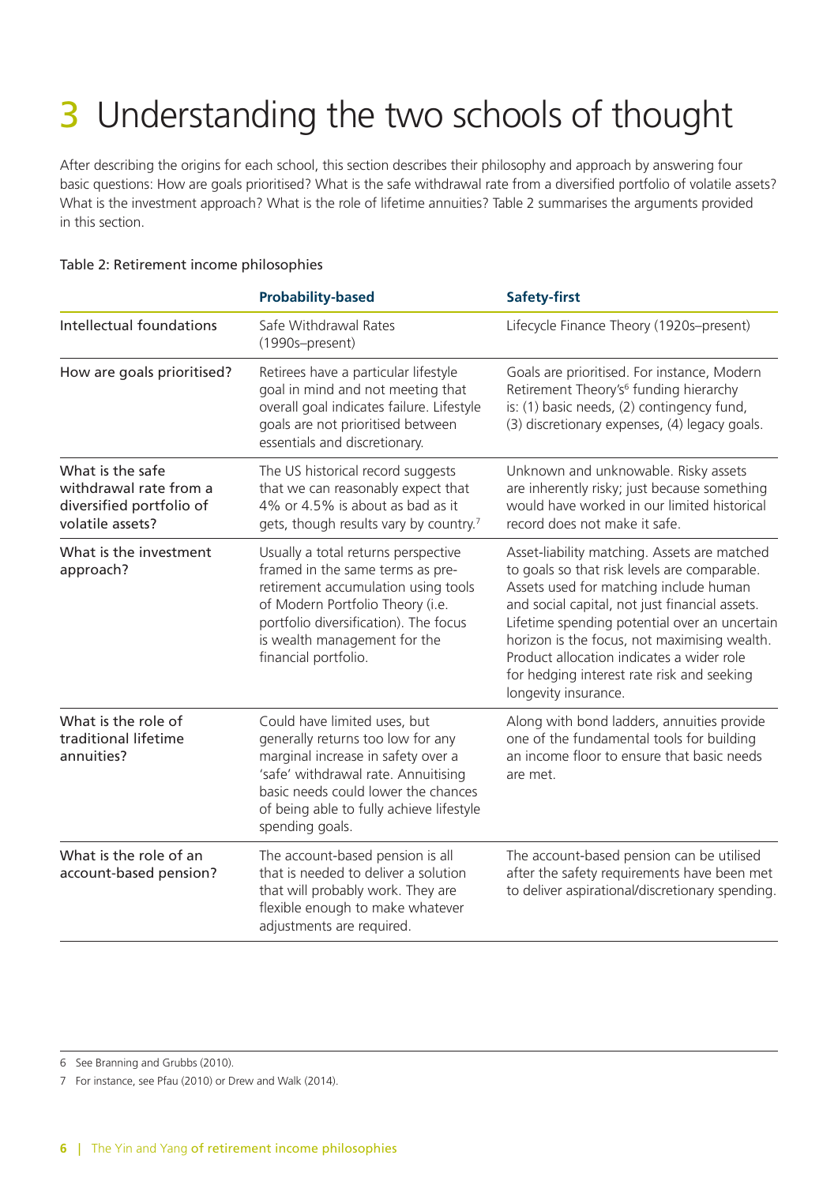# 3 Understanding the two schools of thought

After describing the origins for each school, this section describes their philosophy and approach by answering four basic questions: How are goals prioritised? What is the safe withdrawal rate from a diversified portfolio of volatile assets? What is the investment approach? What is the role of lifetime annuities? Table 2 summarises the arguments provided in this section.

Table 2: Retirement income philosophies

| | **Probability-based** | **Safety-first** |
|---|---|---|
| Intellectual foundations | Safe Withdrawal Rates (1990s–present) | Lifecycle Finance Theory (1920s–present) |
| How are goals prioritised? | Retirees have a particular lifestyle goal in mind and not meeting that overall goal indicates failure. Lifestyle goals are not prioritised between essentials and discretionary. | Goals are prioritised. For instance, Modern Retirement Theory's[6] funding hierarchy is: (1) basic needs, (2) contingency fund, (3) discretionary expenses, (4) legacy goals. |
| What is the safe withdrawal rate from a diversified portfolio of volatile assets? | The US historical record suggests that we can reasonably expect that 4% or 4.5% is about as bad as it gets, though results vary by country.[7] | Unknown and unknowable. Risky assets are inherently risky; just because something would have worked in our limited historical record does not make it safe. |
| What is the investment approach? | Usually a total returns perspective framed in the same terms as pre-retirement accumulation using tools of Modern Portfolio Theory (i.e. portfolio diversification). The focus is wealth management for the financial portfolio. | Asset-liability matching. Assets are matched to goals so that risk levels are comparable. Assets used for matching include human and social capital, not just financial assets. Lifetime spending potential over an uncertain horizon is the focus, not maximising wealth. Product allocation indicates a wider role for hedging interest rate risk and seeking longevity insurance. |
| What is the role of traditional lifetime annuities? | Could have limited uses, but generally returns too low for any marginal increase in safety over a 'safe' withdrawal rate. Annuitising basic needs could lower the chances of being able to fully achieve lifestyle spending goals. | Along with bond ladders, annuities provide one of the fundamental tools for building an income floor to ensure that basic needs are met. |
| What is the role of an account-based pension? | The account-based pension is all that is needed to deliver a solution that will probably work. They are flexible enough to make whatever adjustments are required. | The account-based pension can be utilised after the safety requirements have been met to deliver aspirational/discretionary spending. |

6 See Branning and Grubbs (2010).

7 For instance, see Pfau (2010) or Drew and Walk (2014).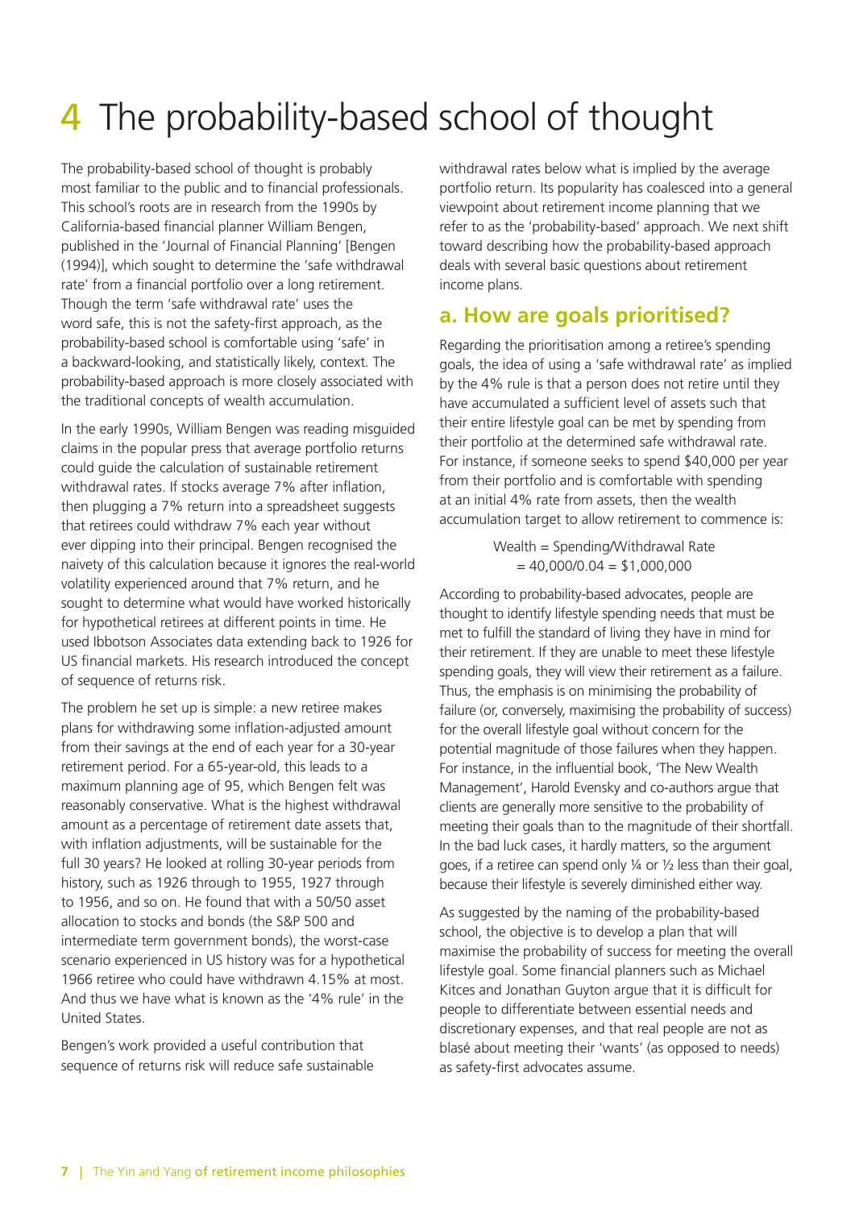# 4 The probability-based school of thought

The probability-based school of thought is probably most familiar to the public and to financial professionals. This school's roots are in research from the 1990s by California-based financial planner William Bengen, published in the 'Journal of Financial Planning' [Bengen (1994)], which sought to determine the 'safe withdrawal rate' from a financial portfolio over a long retirement. Though the term 'safe withdrawal rate' uses the word safe, this is not the safety-first approach, as the probability-based school is comfortable using 'safe' in a backward-looking, and statistically likely, context. The probability-based approach is more closely associated with the traditional concepts of wealth accumulation.

In the early 1990s, William Bengen was reading misguided claims in the popular press that average portfolio returns could guide the calculation of sustainable retirement withdrawal rates. If stocks average 7% after inflation, then plugging a 7% return into a spreadsheet suggests that retirees could withdraw 7% each year without ever dipping into their principal. Bengen recognised the naivety of this calculation because it ignores the real-world volatility experienced around that 7% return, and he sought to determine what would have worked historically for hypothetical retirees at different points in time. He used Ibbotson Associates data extending back to 1926 for US financial markets. His research introduced the concept of sequence of returns risk.

The problem he set up is simple: a new retiree makes plans for withdrawing some inflation-adjusted amount from their savings at the end of each year for a 30-year retirement period. For a 65-year-old, this leads to a maximum planning age of 95, which Bengen felt was reasonably conservative. What is the highest withdrawal amount as a percentage of retirement date assets that, with inflation adjustments, will be sustainable for the full 30 years? He looked at rolling 30-year periods from history, such as 1926 through to 1955, 1927 through to 1956, and so on. He found that with a 50/50 asset allocation to stocks and bonds (the S&P 500 and intermediate term government bonds), the worst-case scenario experienced in US history was for a hypothetical 1966 retiree who could have withdrawn 4.15% at most. And thus we have what is known as the '4% rule' in the United States.

Bengen's work provided a useful contribution that sequence of returns risk will reduce safe sustainable withdrawal rates below what is implied by the average portfolio return. Its popularity has coalesced into a general viewpoint about retirement income planning that we refer to as the 'probability-based' approach. We next shift toward describing how the probability-based approach deals with several basic questions about retirement income plans.

## a. How are goals prioritised?

Regarding the prioritisation among a retiree's spending goals, the idea of using a 'safe withdrawal rate' as implied by the 4% rule is that a person does not retire until they have accumulated a sufficient level of assets such that their entire lifestyle goal can be met by spending from their portfolio at the determined safe withdrawal rate. For instance, if someone seeks to spend $40,000 per year from their portfolio and is comfortable with spending at an initial 4% rate from assets, then the wealth accumulation target to allow retirement to commence is:

$$\text{Wealth} = \text{Spending/Withdrawal Rate}$$
$$= 40{,}000/0.04 = \$1{,}000{,}000$$

According to probability-based advocates, people are thought to identify lifestyle spending needs that must be met to fulfill the standard of living they have in mind for their retirement. If they are unable to meet these lifestyle spending goals, they will view their retirement as a failure. Thus, the emphasis is on minimising the probability of failure (or, conversely, maximising the probability of success) for the overall lifestyle goal without concern for the potential magnitude of those failures when they happen. For instance, in the influential book, 'The New Wealth Management', Harold Evensky and co-authors argue that clients are generally more sensitive to the probability of meeting their goals than to the magnitude of their shortfall. In the bad luck cases, it hardly matters, so the argument goes, if a retiree can spend only ¼ or ½ less than their goal, because their lifestyle is severely diminished either way.

As suggested by the naming of the probability-based school, the objective is to develop a plan that will maximise the probability of success for meeting the overall lifestyle goal. Some financial planners such as Michael Kitces and Jonathan Guyton argue that it is difficult for people to differentiate between essential needs and discretionary expenses, and that real people are not as blasé about meeting their 'wants' (as opposed to needs) as safety-first advocates assume.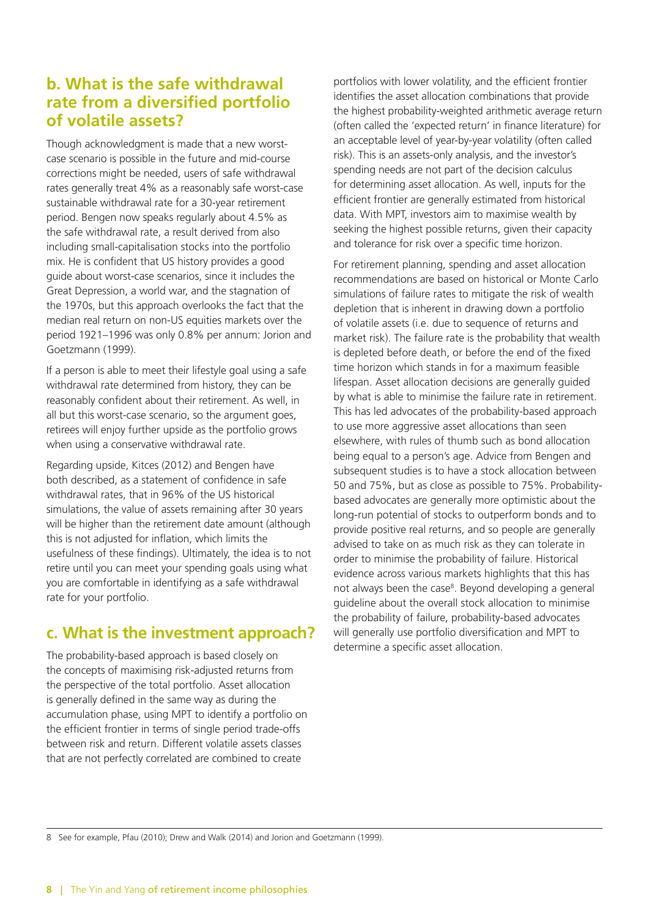## b. What is the safe withdrawal rate from a diversified portfolio of volatile assets?

Though acknowledgment is made that a new worst-case scenario is possible in the future and mid-course corrections might be needed, users of safe withdrawal rates generally treat 4% as a reasonably safe worst-case sustainable withdrawal rate for a 30-year retirement period. Bengen now speaks regularly about 4.5% as the safe withdrawal rate, a result derived from also including small-capitalisation stocks into the portfolio mix. He is confident that US history provides a good guide about worst-case scenarios, since it includes the Great Depression, a world war, and the stagnation of the 1970s, but this approach overlooks the fact that the median real return on non-US equities markets over the period 1921–1996 was only 0.8% per annum: Jorion and Goetzmann (1999).

If a person is able to meet their lifestyle goal using a safe withdrawal rate determined from history, they can be reasonably confident about their retirement. As well, in all but this worst-case scenario, so the argument goes, retirees will enjoy further upside as the portfolio grows when using a conservative withdrawal rate.

Regarding upside, Kitces (2012) and Bengen have both described, as a statement of confidence in safe withdrawal rates, that in 96% of the US historical simulations, the value of assets remaining after 30 years will be higher than the retirement date amount (although this is not adjusted for inflation, which limits the usefulness of these findings). Ultimately, the idea is to not retire until you can meet your spending goals using what you are comfortable in identifying as a safe withdrawal rate for your portfolio.

## c. What is the investment approach?

The probability-based approach is based closely on the concepts of maximising risk-adjusted returns from the perspective of the total portfolio. Asset allocation is generally defined in the same way as during the accumulation phase, using MPT to identify a portfolio on the efficient frontier in terms of single period trade-offs between risk and return. Different volatile assets classes that are not perfectly correlated are combined to create portfolios with lower volatility, and the efficient frontier identifies the asset allocation combinations that provide the highest probability-weighted arithmetic average return (often called the 'expected return' in finance literature) for an acceptable level of year-by-year volatility (often called risk). This is an assets-only analysis, and the investor's spending needs are not part of the decision calculus for determining asset allocation. As well, inputs for the efficient frontier are generally estimated from historical data. With MPT, investors aim to maximise wealth by seeking the highest possible returns, given their capacity and tolerance for risk over a specific time horizon.

For retirement planning, spending and asset allocation recommendations are based on historical or Monte Carlo simulations of failure rates to mitigate the risk of wealth depletion that is inherent in drawing down a portfolio of volatile assets (i.e. due to sequence of returns and market risk). The failure rate is the probability that wealth is depleted before death, or before the end of the fixed time horizon which stands in for a maximum feasible lifespan. Asset allocation decisions are generally guided by what is able to minimise the failure rate in retirement. This has led advocates of the probability-based approach to use more aggressive asset allocations than seen elsewhere, with rules of thumb such as bond allocation being equal to a person's age. Advice from Bengen and subsequent studies is to have a stock allocation between 50 and 75%, but as close as possible to 75%. Probability-based advocates are generally more optimistic about the long-run potential of stocks to outperform bonds and to provide positive real returns, and so people are generally advised to take on as much risk as they can tolerate in order to minimise the probability of failure. Historical evidence across various markets highlights that this has not always been the case[8]. Beyond developing a general guideline about the overall stock allocation to minimise the probability of failure, probability-based advocates will generally use portfolio diversification and MPT to determine a specific asset allocation.

---

8 See for example, Pfau (2010); Drew and Walk (2014) and Jorion and Goetzmann (1999).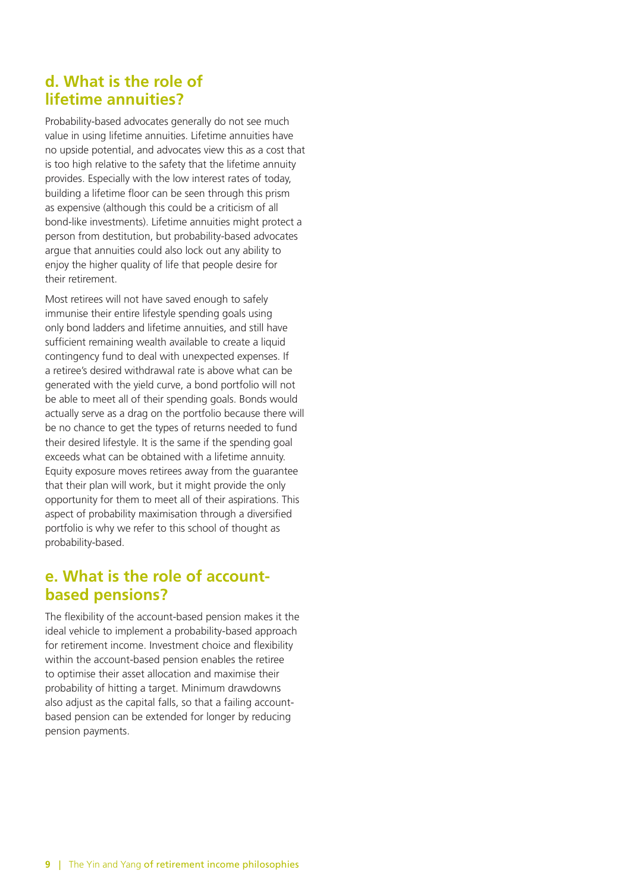## d. What is the role of lifetime annuities?

Probability-based advocates generally do not see much value in using lifetime annuities. Lifetime annuities have no upside potential, and advocates view this as a cost that is too high relative to the safety that the lifetime annuity provides. Especially with the low interest rates of today, building a lifetime floor can be seen through this prism as expensive (although this could be a criticism of all bond-like investments). Lifetime annuities might protect a person from destitution, but probability-based advocates argue that annuities could also lock out any ability to enjoy the higher quality of life that people desire for their retirement.

Most retirees will not have saved enough to safely immunise their entire lifestyle spending goals using only bond ladders and lifetime annuities, and still have sufficient remaining wealth available to create a liquid contingency fund to deal with unexpected expenses. If a retiree's desired withdrawal rate is above what can be generated with the yield curve, a bond portfolio will not be able to meet all of their spending goals. Bonds would actually serve as a drag on the portfolio because there will be no chance to get the types of returns needed to fund their desired lifestyle. It is the same if the spending goal exceeds what can be obtained with a lifetime annuity. Equity exposure moves retirees away from the guarantee that their plan will work, but it might provide the only opportunity for them to meet all of their aspirations. This aspect of probability maximisation through a diversified portfolio is why we refer to this school of thought as probability-based.

## e. What is the role of account-based pensions?

The flexibility of the account-based pension makes it the ideal vehicle to implement a probability-based approach for retirement income. Investment choice and flexibility within the account-based pension enables the retiree to optimise their asset allocation and maximise their probability of hitting a target. Minimum drawdowns also adjust as the capital falls, so that a failing account-based pension can be extended for longer by reducing pension payments.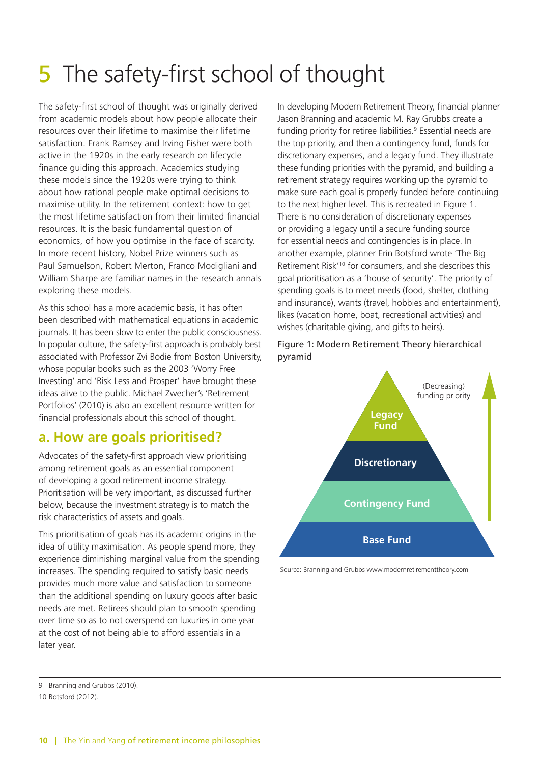# 5 The safety-first school of thought

The safety-first school of thought was originally derived from academic models about how people allocate their resources over their lifetime to maximise their lifetime satisfaction. Frank Ramsey and Irving Fisher were both active in the 1920s in the early research on lifecycle finance guiding this approach. Academics studying these models since the 1920s were trying to think about how rational people make optimal decisions to maximise utility. In the retirement context: how to get the most lifetime satisfaction from their limited financial resources. It is the basic fundamental question of economics, of how you optimise in the face of scarcity. In more recent history, Nobel Prize winners such as Paul Samuelson, Robert Merton, Franco Modigliani and William Sharpe are familiar names in the research annals exploring these models.

As this school has a more academic basis, it has often been described with mathematical equations in academic journals. It has been slow to enter the public consciousness. In popular culture, the safety-first approach is probably best associated with Professor Zvi Bodie from Boston University, whose popular books such as the 2003 'Worry Free Investing' and 'Risk Less and Prosper' have brought these ideas alive to the public. Michael Zwecher's 'Retirement Portfolios' (2010) is also an excellent resource written for financial professionals about this school of thought.

## a. How are goals prioritised?

Advocates of the safety-first approach view prioritising among retirement goals as an essential component of developing a good retirement income strategy. Prioritisation will be very important, as discussed further below, because the investment strategy is to match the risk characteristics of assets and goals.

This prioritisation of goals has its academic origins in the idea of utility maximisation. As people spend more, they experience diminishing marginal value from the spending increases. The spending required to satisfy basic needs provides much more value and satisfaction to someone than the additional spending on luxury goods after basic needs are met. Retirees should plan to smooth spending over time so as to not overspend on luxuries in one year at the cost of not being able to afford essentials in a later year.

In developing Modern Retirement Theory, financial planner Jason Branning and academic M. Ray Grubbs create a funding priority for retiree liabilities.[9] Essential needs are the top priority, and then a contingency fund, funds for discretionary expenses, and a legacy fund. They illustrate these funding priorities with the pyramid, and building a retirement strategy requires working up the pyramid to make sure each goal is properly funded before continuing to the next higher level. This is recreated in Figure 1. There is no consideration of discretionary expenses or providing a legacy until a secure funding source for essential needs and contingencies is in place. In another example, planner Erin Botsford wrote 'The Big Retirement Risk'[10] for consumers, and she describes this goal prioritisation as a 'house of security'. The priority of spending goals is to meet needs (food, shelter, clothing and insurance), wants (travel, hobbies and entertainment), likes (vacation home, boat, recreational activities) and wishes (charitable giving, and gifts to heirs).

Figure 1: Modern Retirement Theory hierarchical pyramid

Legacy Fund

Discretionary

Contingency Fund

Base Fund

(Decreasing) funding priority

Source: Branning and Grubbs www.modernretirementtheory.com

9 Branning and Grubbs (2010).

10 Botsford (2012).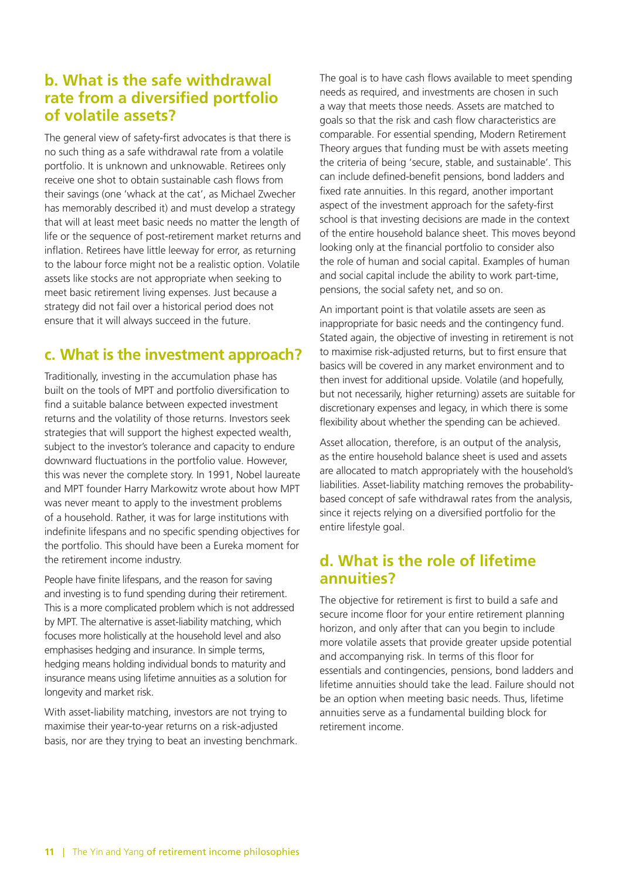## b. What is the safe withdrawal rate from a diversified portfolio of volatile assets?

The general view of safety-first advocates is that there is no such thing as a safe withdrawal rate from a volatile portfolio. It is unknown and unknowable. Retirees only receive one shot to obtain sustainable cash flows from their savings (one 'whack at the cat', as Michael Zwecher has memorably described it) and must develop a strategy that will at least meet basic needs no matter the length of life or the sequence of post-retirement market returns and inflation. Retirees have little leeway for error, as returning to the labour force might not be a realistic option. Volatile assets like stocks are not appropriate when seeking to meet basic retirement living expenses. Just because a strategy did not fail over a historical period does not ensure that it will always succeed in the future.

## c. What is the investment approach?

Traditionally, investing in the accumulation phase has built on the tools of MPT and portfolio diversification to find a suitable balance between expected investment returns and the volatility of those returns. Investors seek strategies that will support the highest expected wealth, subject to the investor's tolerance and capacity to endure downward fluctuations in the portfolio value. However, this was never the complete story. In 1991, Nobel laureate and MPT founder Harry Markowitz wrote about how MPT was never meant to apply to the investment problems of a household. Rather, it was for large institutions with indefinite lifespans and no specific spending objectives for the portfolio. This should have been a Eureka moment for the retirement income industry.

People have finite lifespans, and the reason for saving and investing is to fund spending during their retirement. This is a more complicated problem which is not addressed by MPT. The alternative is asset-liability matching, which focuses more holistically at the household level and also emphasises hedging and insurance. In simple terms, hedging means holding individual bonds to maturity and insurance means using lifetime annuities as a solution for longevity and market risk.

With asset-liability matching, investors are not trying to maximise their year-to-year returns on a risk-adjusted basis, nor are they trying to beat an investing benchmark. The goal is to have cash flows available to meet spending needs as required, and investments are chosen in such a way that meets those needs. Assets are matched to goals so that the risk and cash flow characteristics are comparable. For essential spending, Modern Retirement Theory argues that funding must be with assets meeting the criteria of being 'secure, stable, and sustainable'. This can include defined-benefit pensions, bond ladders and fixed rate annuities. In this regard, another important aspect of the investment approach for the safety-first school is that investing decisions are made in the context of the entire household balance sheet. This moves beyond looking only at the financial portfolio to consider also the role of human and social capital. Examples of human and social capital include the ability to work part-time, pensions, the social safety net, and so on.

An important point is that volatile assets are seen as inappropriate for basic needs and the contingency fund. Stated again, the objective of investing in retirement is not to maximise risk-adjusted returns, but to first ensure that basics will be covered in any market environment and to then invest for additional upside. Volatile (and hopefully, but not necessarily, higher returning) assets are suitable for discretionary expenses and legacy, in which there is some flexibility about whether the spending can be achieved.

Asset allocation, therefore, is an output of the analysis, as the entire household balance sheet is used and assets are allocated to match appropriately with the household's liabilities. Asset-liability matching removes the probability-based concept of safe withdrawal rates from the analysis, since it rejects relying on a diversified portfolio for the entire lifestyle goal.

## d. What is the role of lifetime annuities?

The objective for retirement is first to build a safe and secure income floor for your entire retirement planning horizon, and only after that can you begin to include more volatile assets that provide greater upside potential and accompanying risk. In terms of this floor for essentials and contingencies, pensions, bond ladders and lifetime annuities should take the lead. Failure should not be an option when meeting basic needs. Thus, lifetime annuities serve as a fundamental building block for retirement income.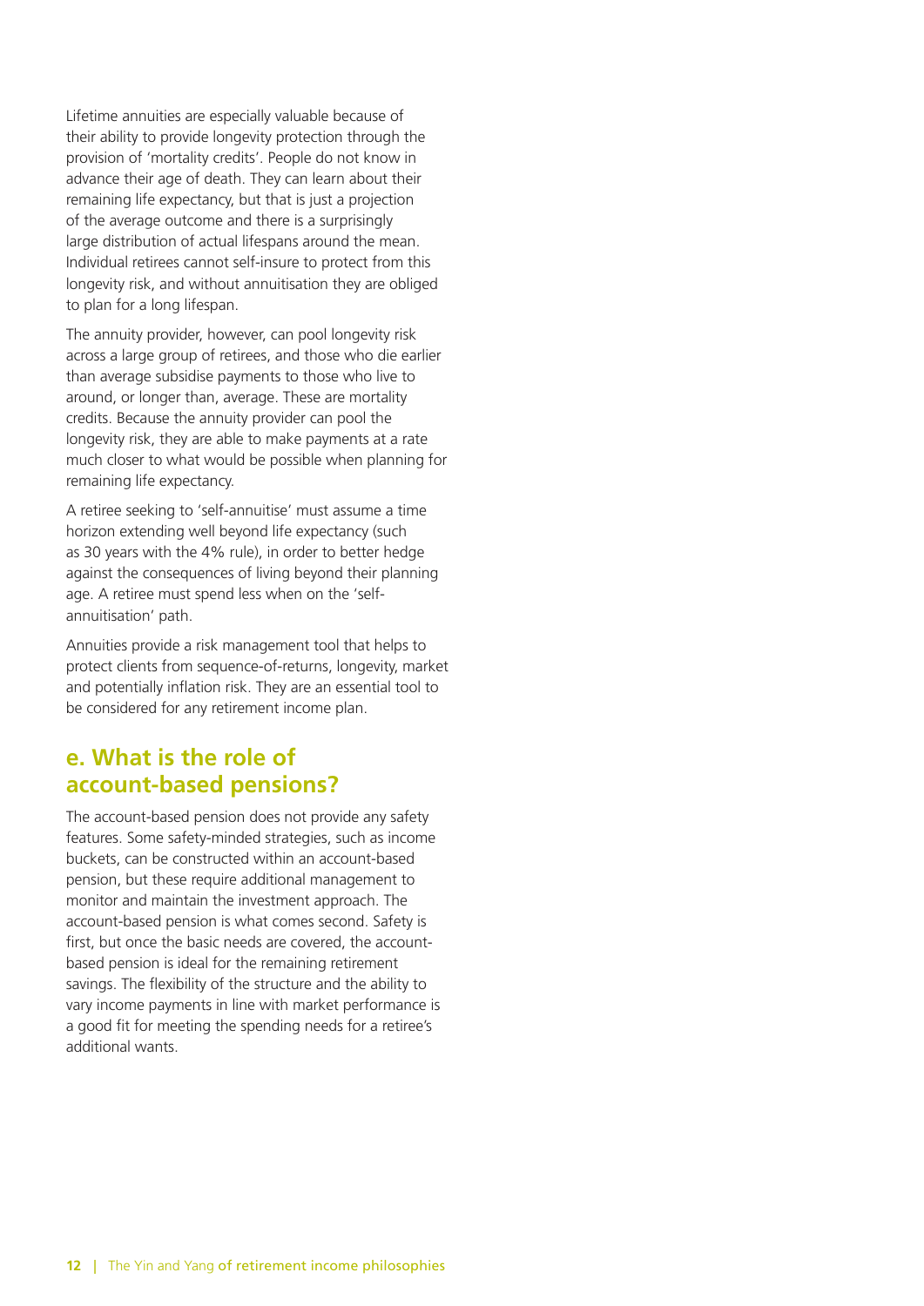Lifetime annuities are especially valuable because of their ability to provide longevity protection through the provision of 'mortality credits'. People do not know in advance their age of death. They can learn about their remaining life expectancy, but that is just a projection of the average outcome and there is a surprisingly large distribution of actual lifespans around the mean. Individual retirees cannot self-insure to protect from this longevity risk, and without annuitisation they are obliged to plan for a long lifespan.

The annuity provider, however, can pool longevity risk across a large group of retirees, and those who die earlier than average subsidise payments to those who live to around, or longer than, average. These are mortality credits. Because the annuity provider can pool the longevity risk, they are able to make payments at a rate much closer to what would be possible when planning for remaining life expectancy.

A retiree seeking to 'self-annuitise' must assume a time horizon extending well beyond life expectancy (such as 30 years with the 4% rule), in order to better hedge against the consequences of living beyond their planning age. A retiree must spend less when on the 'self-annuitisation' path.

Annuities provide a risk management tool that helps to protect clients from sequence-of-returns, longevity, market and potentially inflation risk. They are an essential tool to be considered for any retirement income plan.

## e. What is the role of account-based pensions?

The account-based pension does not provide any safety features. Some safety-minded strategies, such as income buckets, can be constructed within an account-based pension, but these require additional management to monitor and maintain the investment approach. The account-based pension is what comes second. Safety is first, but once the basic needs are covered, the account-based pension is ideal for the remaining retirement savings. The flexibility of the structure and the ability to vary income payments in line with market performance is a good fit for meeting the spending needs for a retiree's additional wants.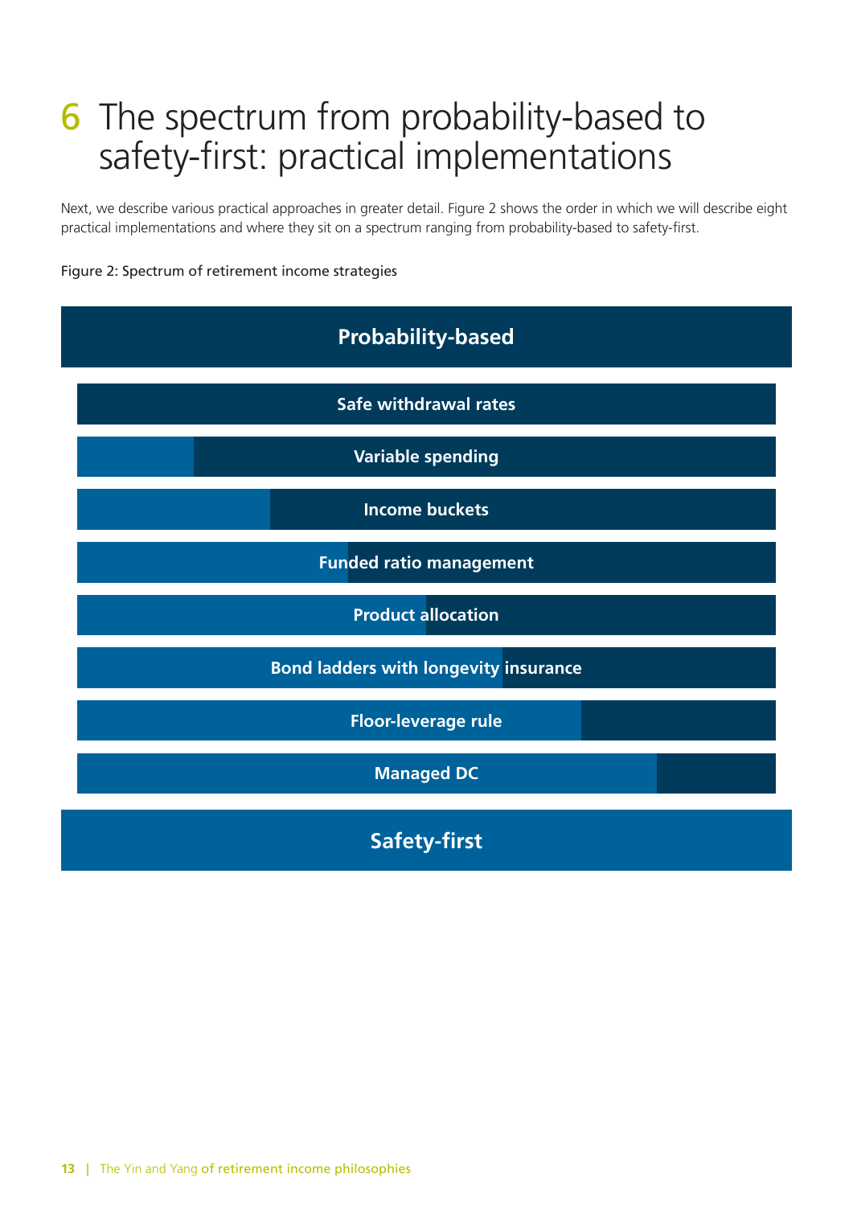# 6 The spectrum from probability-based to safety-first: practical implementations

Next, we describe various practical approaches in greater detail. Figure 2 shows the order in which we will describe eight practical implementations and where they sit on a spectrum ranging from probability-based to safety-first.

Figure 2: Spectrum of retirement income strategies

**Probability-based**

- **Safe withdrawal rates**
- **Variable spending**
- **Income buckets**
- **Funded ratio management**
- **Product allocation**
- **Bond ladders with longevity insurance**
- **Floor-leverage rule**
- **Managed DC**

**Safety-first**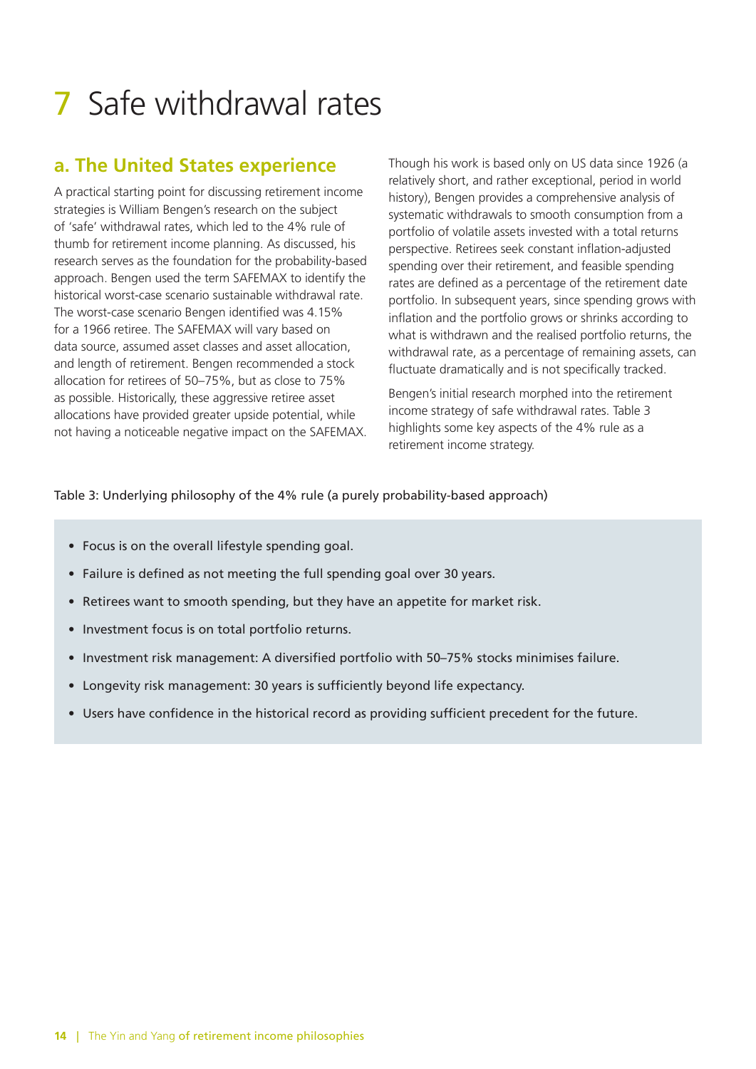# 7 Safe withdrawal rates

## a. The United States experience

A practical starting point for discussing retirement income strategies is William Bengen's research on the subject of 'safe' withdrawal rates, which led to the 4% rule of thumb for retirement income planning. As discussed, his research serves as the foundation for the probability-based approach. Bengen used the term SAFEMAX to identify the historical worst-case scenario sustainable withdrawal rate. The worst-case scenario Bengen identified was 4.15% for a 1966 retiree. The SAFEMAX will vary based on data source, assumed asset classes and asset allocation, and length of retirement. Bengen recommended a stock allocation for retirees of 50–75%, but as close to 75% as possible. Historically, these aggressive retiree asset allocations have provided greater upside potential, while not having a noticeable negative impact on the SAFEMAX.

Though his work is based only on US data since 1926 (a relatively short, and rather exceptional, period in world history), Bengen provides a comprehensive analysis of systematic withdrawals to smooth consumption from a portfolio of volatile assets invested with a total returns perspective. Retirees seek constant inflation-adjusted spending over their retirement, and feasible spending rates are defined as a percentage of the retirement date portfolio. In subsequent years, since spending grows with inflation and the portfolio grows or shrinks according to what is withdrawn and the realised portfolio returns, the withdrawal rate, as a percentage of remaining assets, can fluctuate dramatically and is not specifically tracked.

Bengen's initial research morphed into the retirement income strategy of safe withdrawal rates. Table 3 highlights some key aspects of the 4% rule as a retirement income strategy.

Table 3: Underlying philosophy of the 4% rule (a purely probability-based approach)

- Focus is on the overall lifestyle spending goal.
- Failure is defined as not meeting the full spending goal over 30 years.
- Retirees want to smooth spending, but they have an appetite for market risk.
- Investment focus is on total portfolio returns.
- Investment risk management: A diversified portfolio with 50–75% stocks minimises failure.
- Longevity risk management: 30 years is sufficiently beyond life expectancy.
- Users have confidence in the historical record as providing sufficient precedent for the future.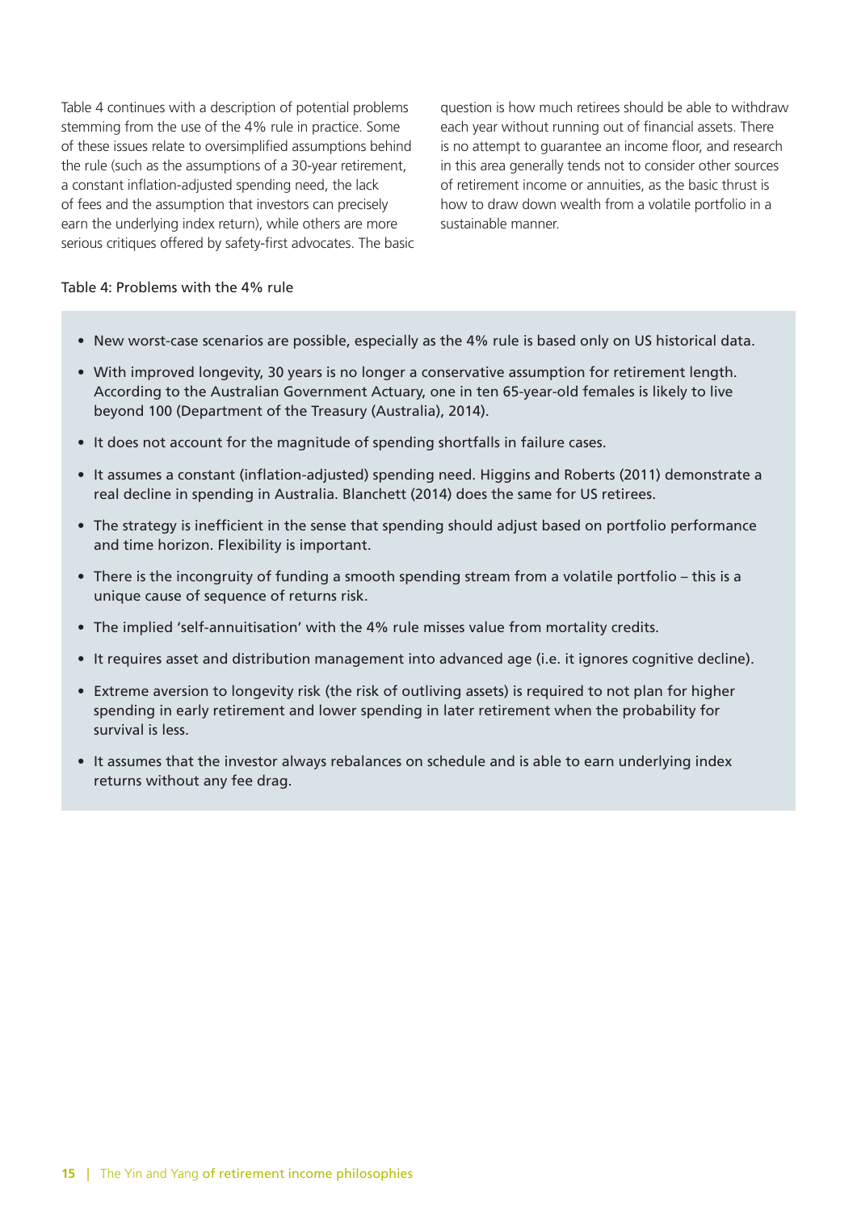Table 4 continues with a description of potential problems stemming from the use of the 4% rule in practice. Some of these issues relate to oversimplified assumptions behind the rule (such as the assumptions of a 30-year retirement, a constant inflation-adjusted spending need, the lack of fees and the assumption that investors can precisely earn the underlying index return), while others are more serious critiques offered by safety-first advocates. The basic question is how much retirees should be able to withdraw each year without running out of financial assets. There is no attempt to guarantee an income floor, and research in this area generally tends not to consider other sources of retirement income or annuities, as the basic thrust is how to draw down wealth from a volatile portfolio in a sustainable manner.

Table 4: Problems with the 4% rule

- New worst-case scenarios are possible, especially as the 4% rule is based only on US historical data.
- With improved longevity, 30 years is no longer a conservative assumption for retirement length. According to the Australian Government Actuary, one in ten 65-year-old females is likely to live beyond 100 (Department of the Treasury (Australia), 2014).
- It does not account for the magnitude of spending shortfalls in failure cases.
- It assumes a constant (inflation-adjusted) spending need. Higgins and Roberts (2011) demonstrate a real decline in spending in Australia. Blanchett (2014) does the same for US retirees.
- The strategy is inefficient in the sense that spending should adjust based on portfolio performance and time horizon. Flexibility is important.
- There is the incongruity of funding a smooth spending stream from a volatile portfolio – this is a unique cause of sequence of returns risk.
- The implied 'self-annuitisation' with the 4% rule misses value from mortality credits.
- It requires asset and distribution management into advanced age (i.e. it ignores cognitive decline).
- Extreme aversion to longevity risk (the risk of outliving assets) is required to not plan for higher spending in early retirement and lower spending in later retirement when the probability for survival is less.
- It assumes that the investor always rebalances on schedule and is able to earn underlying index returns without any fee drag.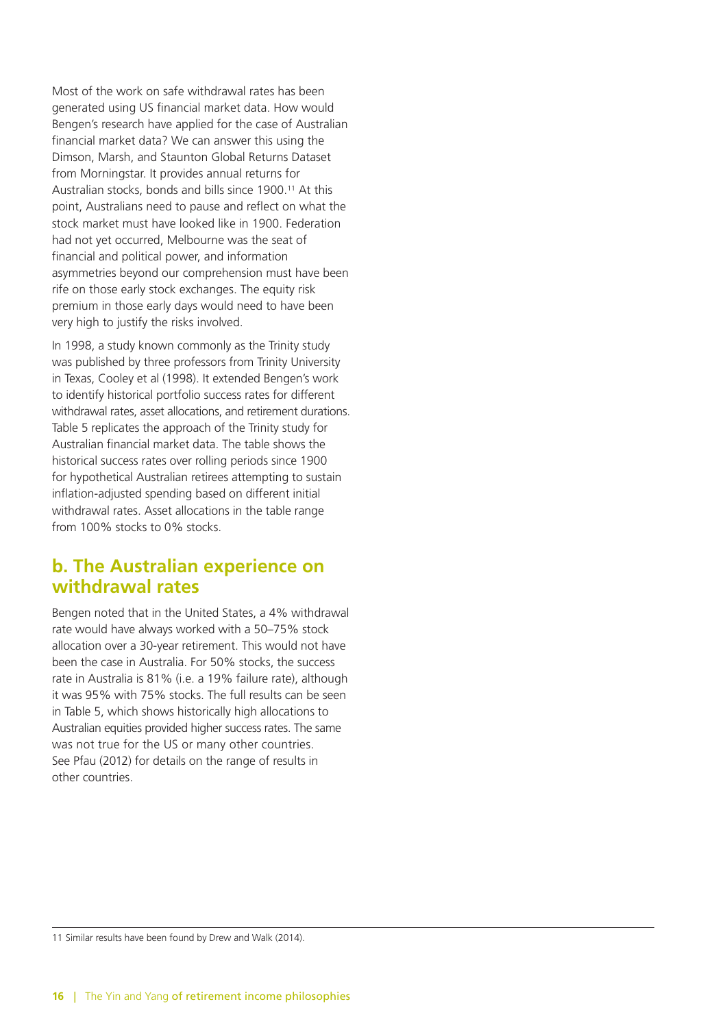Most of the work on safe withdrawal rates has been generated using US financial market data. How would Bengen's research have applied for the case of Australian financial market data? We can answer this using the Dimson, Marsh, and Staunton Global Returns Dataset from Morningstar. It provides annual returns for Australian stocks, bonds and bills since 1900.[11] At this point, Australians need to pause and reflect on what the stock market must have looked like in 1900. Federation had not yet occurred, Melbourne was the seat of financial and political power, and information asymmetries beyond our comprehension must have been rife on those early stock exchanges. The equity risk premium in those early days would need to have been very high to justify the risks involved.

In 1998, a study known commonly as the Trinity study was published by three professors from Trinity University in Texas, Cooley et al (1998). It extended Bengen's work to identify historical portfolio success rates for different withdrawal rates, asset allocations, and retirement durations. Table 5 replicates the approach of the Trinity study for Australian financial market data. The table shows the historical success rates over rolling periods since 1900 for hypothetical Australian retirees attempting to sustain inflation-adjusted spending based on different initial withdrawal rates. Asset allocations in the table range from 100% stocks to 0% stocks.

## b. The Australian experience on withdrawal rates

Bengen noted that in the United States, a 4% withdrawal rate would have always worked with a 50–75% stock allocation over a 30-year retirement. This would not have been the case in Australia. For 50% stocks, the success rate in Australia is 81% (i.e. a 19% failure rate), although it was 95% with 75% stocks. The full results can be seen in Table 5, which shows historically high allocations to Australian equities provided higher success rates. The same was not true for the US or many other countries. See Pfau (2012) for details on the range of results in other countries.

11 Similar results have been found by Drew and Walk (2014).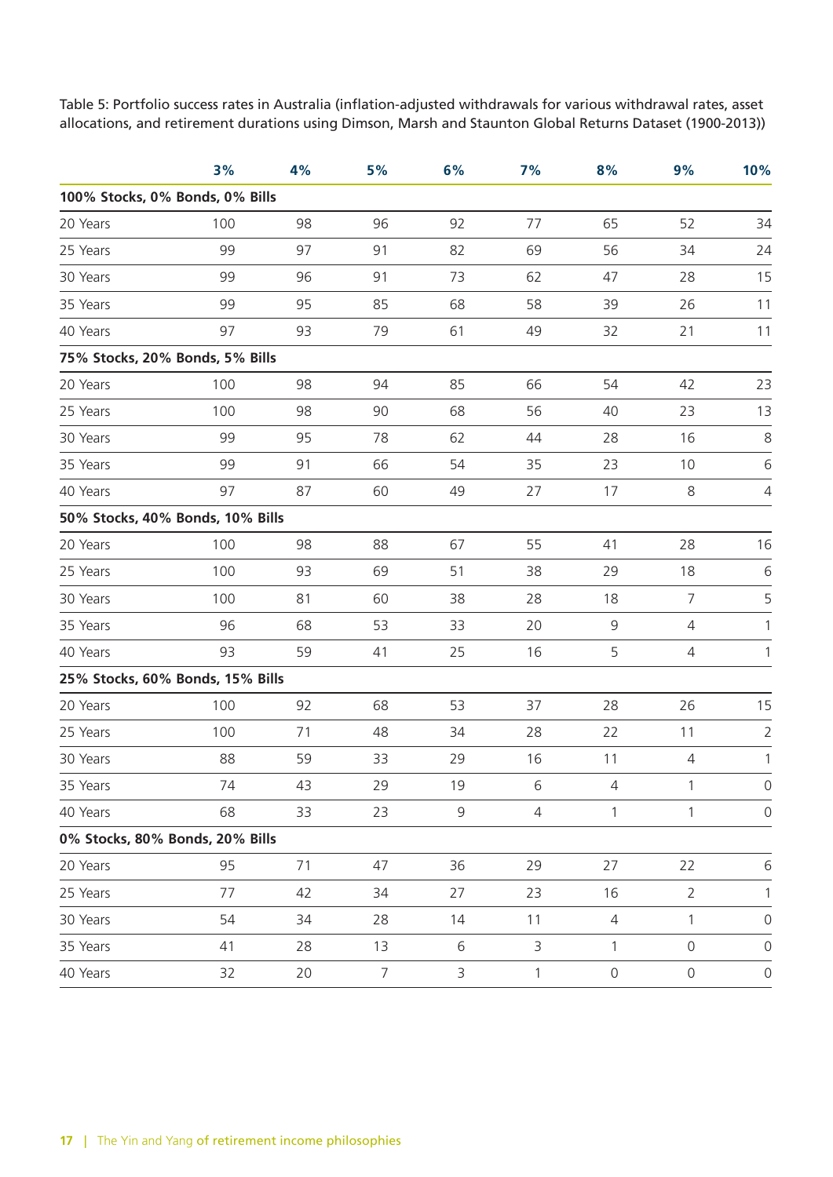Table 5: Portfolio success rates in Australia (inflation-adjusted withdrawals for various withdrawal rates, asset allocations, and retirement durations using Dimson, Marsh and Staunton Global Returns Dataset (1900-2013))

| | 3% | 4% | 5% | 6% | 7% | 8% | 9% | 10% |
|---|---|---|---|---|---|---|---|---|
| **100% Stocks, 0% Bonds, 0% Bills** | | | | | | | | |
| 20 Years | 100 | 98 | 96 | 92 | 77 | 65 | 52 | 34 |
| 25 Years | 99 | 97 | 91 | 82 | 69 | 56 | 34 | 24 |
| 30 Years | 99 | 96 | 91 | 73 | 62 | 47 | 28 | 15 |
| 35 Years | 99 | 95 | 85 | 68 | 58 | 39 | 26 | 11 |
| 40 Years | 97 | 93 | 79 | 61 | 49 | 32 | 21 | 11 |
| **75% Stocks, 20% Bonds, 5% Bills** | | | | | | | | |
| 20 Years | 100 | 98 | 94 | 85 | 66 | 54 | 42 | 23 |
| 25 Years | 100 | 98 | 90 | 68 | 56 | 40 | 23 | 13 |
| 30 Years | 99 | 95 | 78 | 62 | 44 | 28 | 16 | 8 |
| 35 Years | 99 | 91 | 66 | 54 | 35 | 23 | 10 | 6 |
| 40 Years | 97 | 87 | 60 | 49 | 27 | 17 | 8 | 4 |
| **50% Stocks, 40% Bonds, 10% Bills** | | | | | | | | |
| 20 Years | 100 | 98 | 88 | 67 | 55 | 41 | 28 | 16 |
| 25 Years | 100 | 93 | 69 | 51 | 38 | 29 | 18 | 6 |
| 30 Years | 100 | 81 | 60 | 38 | 28 | 18 | 7 | 5 |
| 35 Years | 96 | 68 | 53 | 33 | 20 | 9 | 4 | 1 |
| 40 Years | 93 | 59 | 41 | 25 | 16 | 5 | 4 | 1 |
| **25% Stocks, 60% Bonds, 15% Bills** | | | | | | | | |
| 20 Years | 100 | 92 | 68 | 53 | 37 | 28 | 26 | 15 |
| 25 Years | 100 | 71 | 48 | 34 | 28 | 22 | 11 | 2 |
| 30 Years | 88 | 59 | 33 | 29 | 16 | 11 | 4 | 1 |
| 35 Years | 74 | 43 | 29 | 19 | 6 | 4 | 1 | 0 |
| 40 Years | 68 | 33 | 23 | 9 | 4 | 1 | 1 | 0 |
| **0% Stocks, 80% Bonds, 20% Bills** | | | | | | | | |
| 20 Years | 95 | 71 | 47 | 36 | 29 | 27 | 22 | 6 |
| 25 Years | 77 | 42 | 34 | 27 | 23 | 16 | 2 | 1 |
| 30 Years | 54 | 34 | 28 | 14 | 11 | 4 | 1 | 0 |
| 35 Years | 41 | 28 | 13 | 6 | 3 | 1 | 0 | 0 |
| 40 Years | 32 | 20 | 7 | 3 | 1 | 0 | 0 | 0 |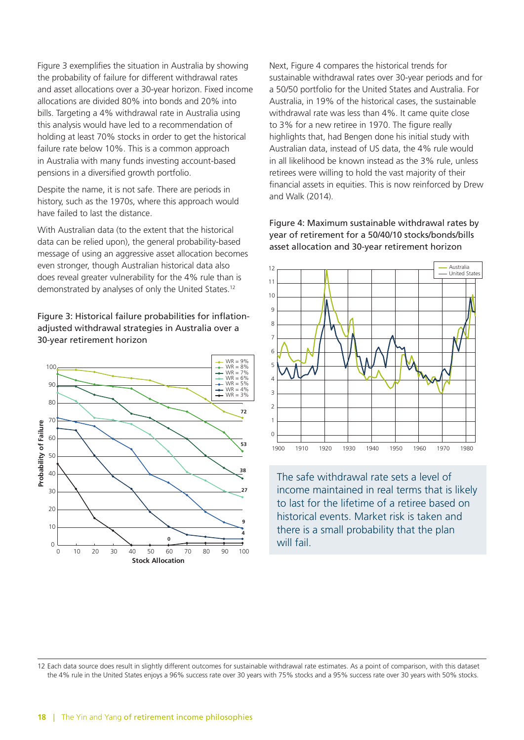Figure 3 exemplifies the situation in Australia by showing the probability of failure for different withdrawal rates and asset allocations over a 30-year horizon. Fixed income allocations are divided 80% into bonds and 20% into bills. Targeting a 4% withdrawal rate in Australia using this analysis would have led to a recommendation of holding at least 70% stocks in order to get the historical failure rate below 10%. This is a common approach in Australia with many funds investing account-based pensions in a diversified growth portfolio.

Despite the name, it is not safe. There are periods in history, such as the 1970s, where this approach would have failed to last the distance.

With Australian data (to the extent that the historical data can be relied upon), the general probability-based message of using an aggressive asset allocation becomes even stronger, though Australian historical data also does reveal greater vulnerability for the 4% rule than is demonstrated by analyses of only the United States.[12]

**Figure 3: Historical failure probabilities for inflation-adjusted withdrawal strategies in Australia over a 30-year retirement horizon**

Next, Figure 4 compares the historical trends for sustainable withdrawal rates over 30-year periods and for a 50/50 portfolio for the United States and Australia. For Australia, in 19% of the historical cases, the sustainable withdrawal rate was less than 4%. It came quite close to 3% for a new retiree in 1970. The figure really highlights that, had Bengen done his initial study with Australian data, instead of US data, the 4% rule would in all likelihood be known instead as the 3% rule, unless retirees were willing to hold the vast majority of their financial assets in equities. This is now reinforced by Drew and Walk (2014).

**Figure 4: Maximum sustainable withdrawal rates by year of retirement for a 50/40/10 stocks/bonds/bills asset allocation and 30-year retirement horizon**

The safe withdrawal rate sets a level of income maintained in real terms that is likely to last for the lifetime of a retiree based on historical events. Market risk is taken and there is a small probability that the plan will fail.

12 Each data source does result in slightly different outcomes for sustainable withdrawal rate estimates. As a point of comparison, with this dataset the 4% rule in the United States enjoys a 96% success rate over 30 years with 75% stocks and a 95% success rate over 30 years with 50% stocks.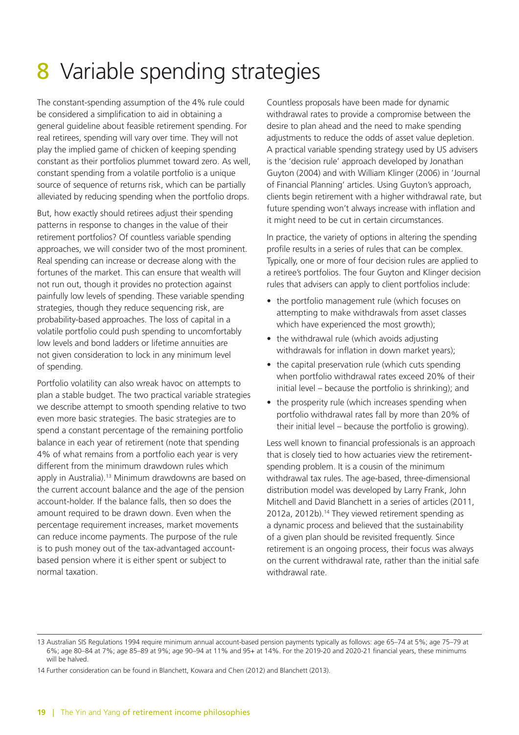# 8 Variable spending strategies

The constant-spending assumption of the 4% rule could be considered a simplification to aid in obtaining a general guideline about feasible retirement spending. For real retirees, spending will vary over time. They will not play the implied game of chicken of keeping spending constant as their portfolios plummet toward zero. As well, constant spending from a volatile portfolio is a unique source of sequence of returns risk, which can be partially alleviated by reducing spending when the portfolio drops.

But, how exactly should retirees adjust their spending patterns in response to changes in the value of their retirement portfolios? Of countless variable spending approaches, we will consider two of the most prominent. Real spending can increase or decrease along with the fortunes of the market. This can ensure that wealth will not run out, though it provides no protection against painfully low levels of spending. These variable spending strategies, though they reduce sequencing risk, are probability-based approaches. The loss of capital in a volatile portfolio could push spending to uncomfortably low levels and bond ladders or lifetime annuities are not given consideration to lock in any minimum level of spending.

Portfolio volatility can also wreak havoc on attempts to plan a stable budget. The two practical variable strategies we describe attempt to smooth spending relative to two even more basic strategies. The basic strategies are to spend a constant percentage of the remaining portfolio balance in each year of retirement (note that spending 4% of what remains from a portfolio each year is very different from the minimum drawdown rules which apply in Australia).[13] Minimum drawdowns are based on the current account balance and the age of the pension account-holder. If the balance falls, then so does the amount required to be drawn down. Even when the percentage requirement increases, market movements can reduce income payments. The purpose of the rule is to push money out of the tax-advantaged account-based pension where it is either spent or subject to normal taxation.

Countless proposals have been made for dynamic withdrawal rates to provide a compromise between the desire to plan ahead and the need to make spending adjustments to reduce the odds of asset value depletion. A practical variable spending strategy used by US advisers is the 'decision rule' approach developed by Jonathan Guyton (2004) and with William Klinger (2006) in 'Journal of Financial Planning' articles. Using Guyton's approach, clients begin retirement with a higher withdrawal rate, but future spending won't always increase with inflation and it might need to be cut in certain circumstances.

In practice, the variety of options in altering the spending profile results in a series of rules that can be complex. Typically, one or more of four decision rules are applied to a retiree's portfolios. The four Guyton and Klinger decision rules that advisers can apply to client portfolios include:

- the portfolio management rule (which focuses on attempting to make withdrawals from asset classes which have experienced the most growth);
- the withdrawal rule (which avoids adjusting withdrawals for inflation in down market years);
- the capital preservation rule (which cuts spending when portfolio withdrawal rates exceed 20% of their initial level – because the portfolio is shrinking); and
- the prosperity rule (which increases spending when portfolio withdrawal rates fall by more than 20% of their initial level – because the portfolio is growing).

Less well known to financial professionals is an approach that is closely tied to how actuaries view the retirement-spending problem. It is a cousin of the minimum withdrawal tax rules. The age-based, three-dimensional distribution model was developed by Larry Frank, John Mitchell and David Blanchett in a series of articles (2011, 2012a, 2012b).[14] They viewed retirement spending as a dynamic process and believed that the sustainability of a given plan should be revisited frequently. Since retirement is an ongoing process, their focus was always on the current withdrawal rate, rather than the initial safe withdrawal rate.

---

13 Australian SIS Regulations 1994 require minimum annual account-based pension payments typically as follows: age 65–74 at 5%; age 75–79 at 6%; age 80–84 at 7%; age 85–89 at 9%; age 90–94 at 11% and 95+ at 14%. For the 2019-20 and 2020-21 financial years, these minimums will be halved.

14 Further consideration can be found in Blanchett, Kowara and Chen (2012) and Blanchett (2013).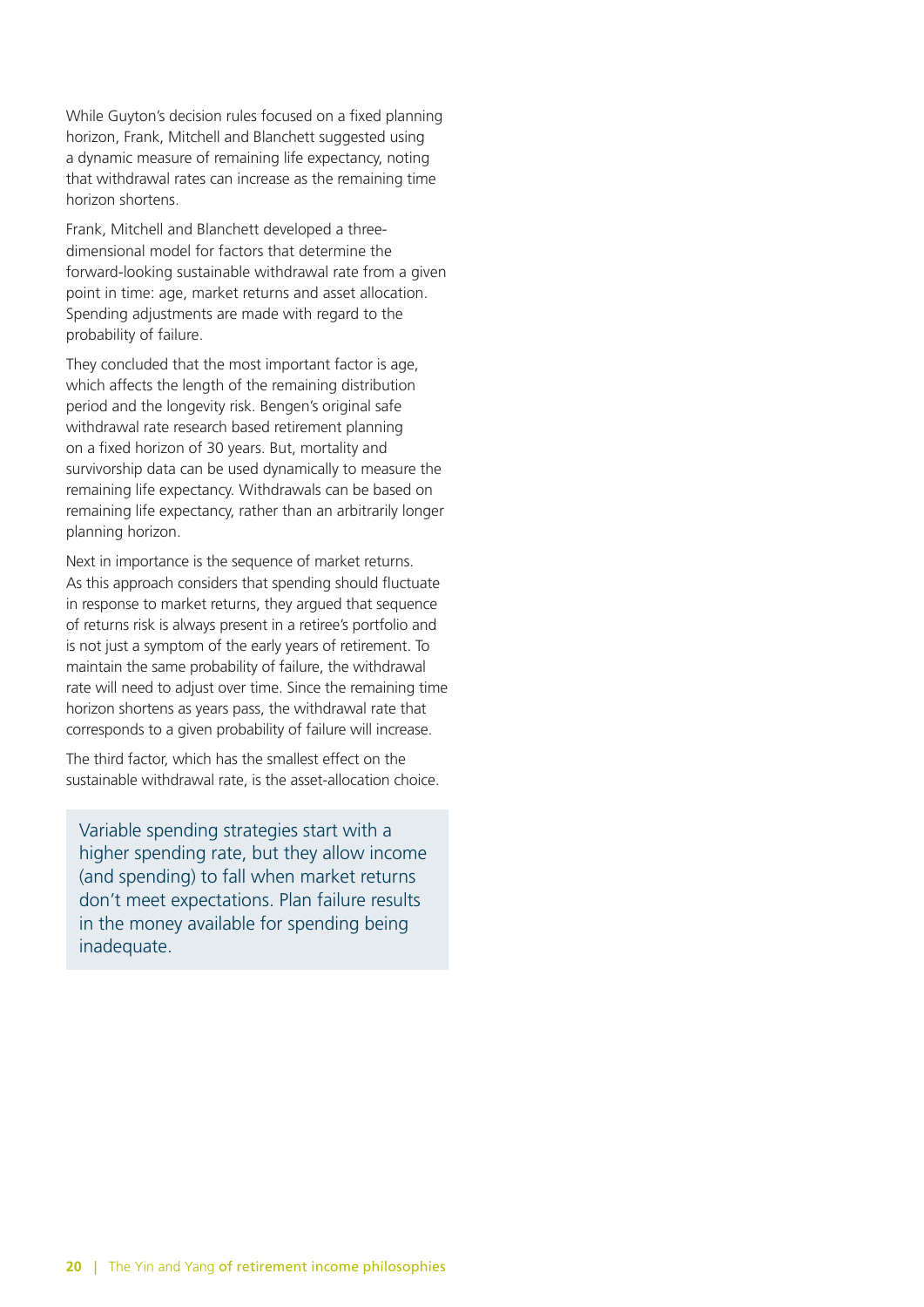While Guyton's decision rules focused on a fixed planning horizon, Frank, Mitchell and Blanchett suggested using a dynamic measure of remaining life expectancy, noting that withdrawal rates can increase as the remaining time horizon shortens.

Frank, Mitchell and Blanchett developed a three-dimensional model for factors that determine the forward-looking sustainable withdrawal rate from a given point in time: age, market returns and asset allocation. Spending adjustments are made with regard to the probability of failure.

They concluded that the most important factor is age, which affects the length of the remaining distribution period and the longevity risk. Bengen's original safe withdrawal rate research based retirement planning on a fixed horizon of 30 years. But, mortality and survivorship data can be used dynamically to measure the remaining life expectancy. Withdrawals can be based on remaining life expectancy, rather than an arbitrarily longer planning horizon.

Next in importance is the sequence of market returns. As this approach considers that spending should fluctuate in response to market returns, they argued that sequence of returns risk is always present in a retiree's portfolio and is not just a symptom of the early years of retirement. To maintain the same probability of failure, the withdrawal rate will need to adjust over time. Since the remaining time horizon shortens as years pass, the withdrawal rate that corresponds to a given probability of failure will increase.

The third factor, which has the smallest effect on the sustainable withdrawal rate, is the asset-allocation choice.

> Variable spending strategies start with a higher spending rate, but they allow income (and spending) to fall when market returns don't meet expectations. Plan failure results in the money available for spending being inadequate.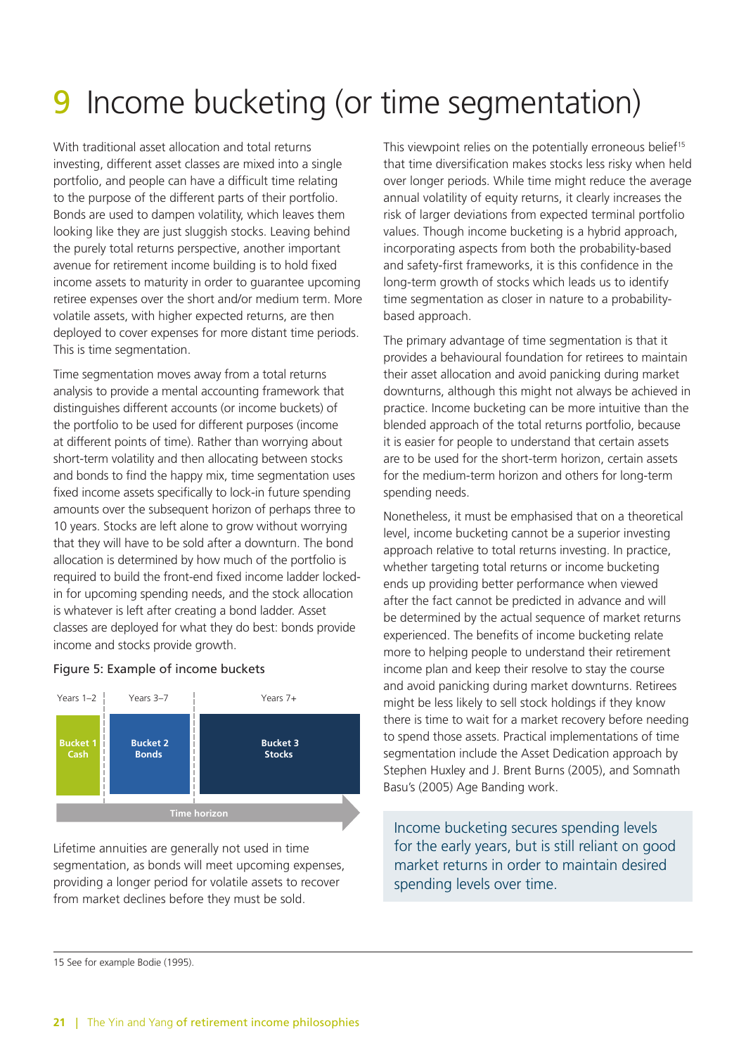# 9 Income bucketing (or time segmentation)

With traditional asset allocation and total returns investing, different asset classes are mixed into a single portfolio, and people can have a difficult time relating to the purpose of the different parts of their portfolio. Bonds are used to dampen volatility, which leaves them looking like they are just sluggish stocks. Leaving behind the purely total returns perspective, another important avenue for retirement income building is to hold fixed income assets to maturity in order to guarantee upcoming retiree expenses over the short and/or medium term. More volatile assets, with higher expected returns, are then deployed to cover expenses for more distant time periods. This is time segmentation.

Time segmentation moves away from a total returns analysis to provide a mental accounting framework that distinguishes different accounts (or income buckets) of the portfolio to be used for different purposes (income at different points of time). Rather than worrying about short-term volatility and then allocating between stocks and bonds to find the happy mix, time segmentation uses fixed income assets specifically to lock-in future spending amounts over the subsequent horizon of perhaps three to 10 years. Stocks are left alone to grow without worrying that they will have to be sold after a downturn. The bond allocation is determined by how much of the portfolio is required to build the front-end fixed income ladder locked-in for upcoming spending needs, and the stock allocation is whatever is left after creating a bond ladder. Asset classes are deployed for what they do best: bonds provide income and stocks provide growth.

Figure 5: Example of income buckets

| Years 1–2 | Years 3–7 | Years 7+ |
|---|---|---|
| Bucket 1 Cash | Bucket 2 Bonds | Bucket 3 Stocks |

Time horizon →

Lifetime annuities are generally not used in time segmentation, as bonds will meet upcoming expenses, providing a longer period for volatile assets to recover from market declines before they must be sold.

This viewpoint relies on the potentially erroneous belief[15] that time diversification makes stocks less risky when held over longer periods. While time might reduce the average annual volatility of equity returns, it clearly increases the risk of larger deviations from expected terminal portfolio values. Though income bucketing is a hybrid approach, incorporating aspects from both the probability-based and safety-first frameworks, it is this confidence in the long-term growth of stocks which leads us to identify time segmentation as closer in nature to a probability-based approach.

The primary advantage of time segmentation is that it provides a behavioural foundation for retirees to maintain their asset allocation and avoid panicking during market downturns, although this might not always be achieved in practice. Income bucketing can be more intuitive than the blended approach of the total returns portfolio, because it is easier for people to understand that certain assets are to be used for the short-term horizon, certain assets for the medium-term horizon and others for long-term spending needs.

Nonetheless, it must be emphasised that on a theoretical level, income bucketing cannot be a superior investing approach relative to total returns investing. In practice, whether targeting total returns or income bucketing ends up providing better performance when viewed after the fact cannot be predicted in advance and will be determined by the actual sequence of market returns experienced. The benefits of income bucketing relate more to helping people to understand their retirement income plan and keep their resolve to stay the course and avoid panicking during market downturns. Retirees might be less likely to sell stock holdings if they know there is time to wait for a market recovery before needing to spend those assets. Practical implementations of time segmentation include the Asset Dedication approach by Stephen Huxley and J. Brent Burns (2005), and Somnath Basu's (2005) Age Banding work.

> Income bucketing secures spending levels for the early years, but is still reliant on good market returns in order to maintain desired spending levels over time.

15 See for example Bodie (1995).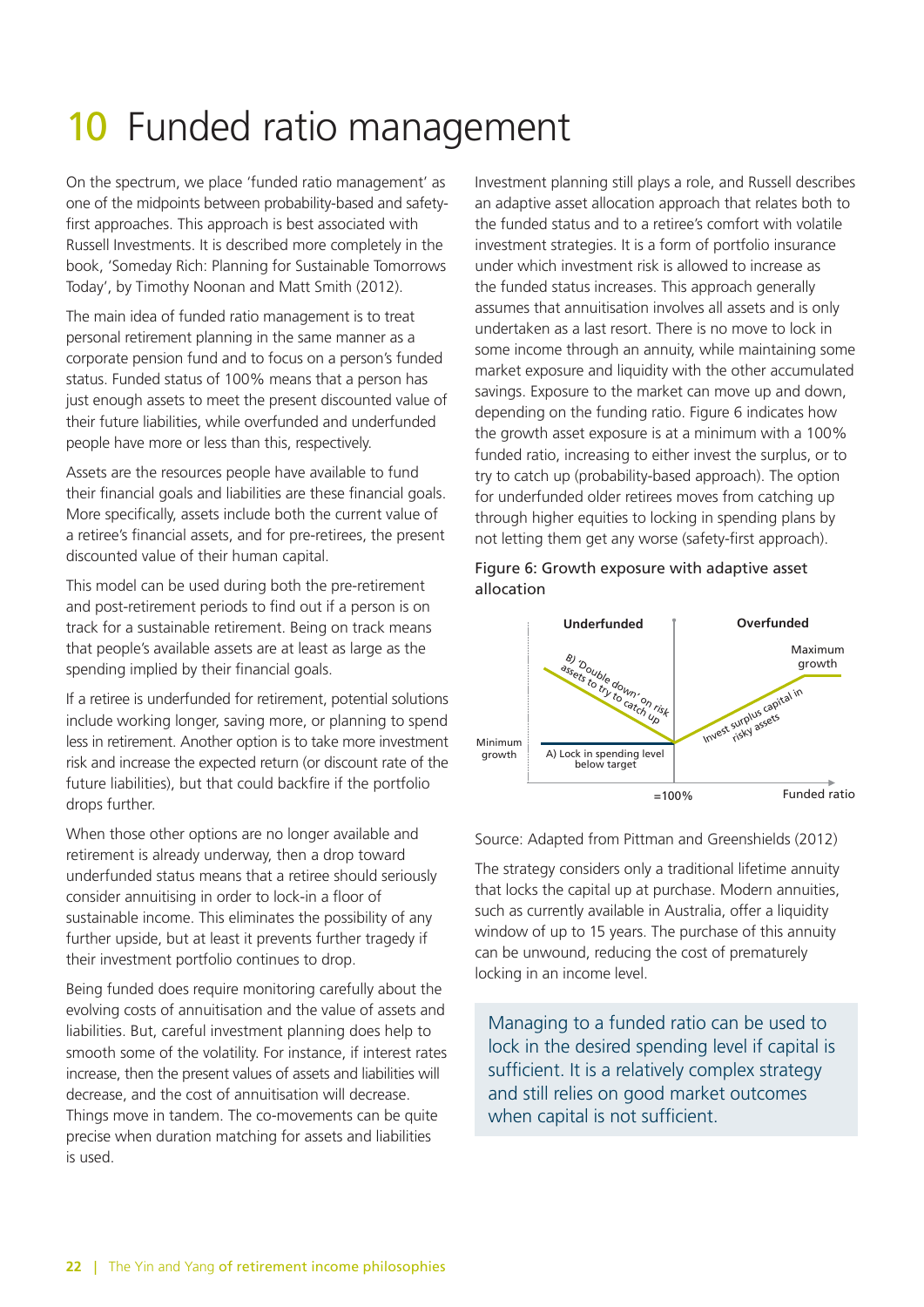# 10 Funded ratio management

On the spectrum, we place 'funded ratio management' as one of the midpoints between probability-based and safety-first approaches. This approach is best associated with Russell Investments. It is described more completely in the book, 'Someday Rich: Planning for Sustainable Tomorrows Today', by Timothy Noonan and Matt Smith (2012).

The main idea of funded ratio management is to treat personal retirement planning in the same manner as a corporate pension fund and to focus on a person's funded status. Funded status of 100% means that a person has just enough assets to meet the present discounted value of their future liabilities, while overfunded and underfunded people have more or less than this, respectively.

Assets are the resources people have available to fund their financial goals and liabilities are these financial goals. More specifically, assets include both the current value of a retiree's financial assets, and for pre-retirees, the present discounted value of their human capital.

This model can be used during both the pre-retirement and post-retirement periods to find out if a person is on track for a sustainable retirement. Being on track means that people's available assets are at least as large as the spending implied by their financial goals.

If a retiree is underfunded for retirement, potential solutions include working longer, saving more, or planning to spend less in retirement. Another option is to take more investment risk and increase the expected return (or discount rate of the future liabilities), but that could backfire if the portfolio drops further.

When those other options are no longer available and retirement is already underway, then a drop toward underfunded status means that a retiree should seriously consider annuitising in order to lock-in a floor of sustainable income. This eliminates the possibility of any further upside, but at least it prevents further tragedy if their investment portfolio continues to drop.

Being funded does require monitoring carefully about the evolving costs of annuitisation and the value of assets and liabilities. But, careful investment planning does help to smooth some of the volatility. For instance, if interest rates increase, then the present values of assets and liabilities will decrease, and the cost of annuitisation will decrease. Things move in tandem. The co-movements can be quite precise when duration matching for assets and liabilities is used.

Investment planning still plays a role, and Russell describes an adaptive asset allocation approach that relates both to the funded status and to a retiree's comfort with volatile investment strategies. It is a form of portfolio insurance under which investment risk is allowed to increase as the funded status increases. This approach generally assumes that annuitisation involves all assets and is only undertaken as a last resort. There is no move to lock in some income through an annuity, while maintaining some market exposure and liquidity with the other accumulated savings. Exposure to the market can move up and down, depending on the funding ratio. Figure 6 indicates how the growth asset exposure is at a minimum with a 100% funded ratio, increasing to either invest the surplus, or to try to catch up (probability-based approach). The option for underfunded older retirees moves from catching up through higher equities to locking in spending plans by not letting them get any worse (safety-first approach).

Figure 6: Growth exposure with adaptive asset allocation

| | Underfunded | Overfunded |
|---|---|---|
| Maximum growth | B) 'Double down' on risk assets to try to catch up | Invest surplus capital in risky assets |
| Minimum growth | A) Lock in spending level below target | |

Funded ratio: =100%

Source: Adapted from Pittman and Greenshields (2012)

The strategy considers only a traditional lifetime annuity that locks the capital up at purchase. Modern annuities, such as currently available in Australia, offer a liquidity window of up to 15 years. The purchase of this annuity can be unwound, reducing the cost of prematurely locking in an income level.

> Managing to a funded ratio can be used to lock in the desired spending level if capital is sufficient. It is a relatively complex strategy and still relies on good market outcomes when capital is not sufficient.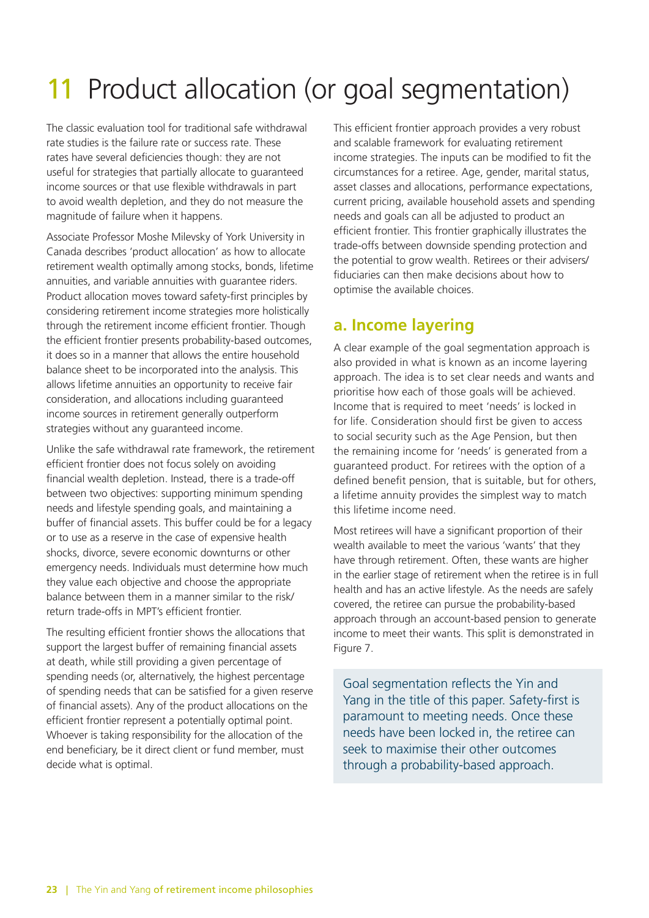# 11 Product allocation (or goal segmentation)

The classic evaluation tool for traditional safe withdrawal rate studies is the failure rate or success rate. These rates have several deficiencies though: they are not useful for strategies that partially allocate to guaranteed income sources or that use flexible withdrawals in part to avoid wealth depletion, and they do not measure the magnitude of failure when it happens.

Associate Professor Moshe Milevsky of York University in Canada describes 'product allocation' as how to allocate retirement wealth optimally among stocks, bonds, lifetime annuities, and variable annuities with guarantee riders. Product allocation moves toward safety-first principles by considering retirement income strategies more holistically through the retirement income efficient frontier. Though the efficient frontier presents probability-based outcomes, it does so in a manner that allows the entire household balance sheet to be incorporated into the analysis. This allows lifetime annuities an opportunity to receive fair consideration, and allocations including guaranteed income sources in retirement generally outperform strategies without any guaranteed income.

Unlike the safe withdrawal rate framework, the retirement efficient frontier does not focus solely on avoiding financial wealth depletion. Instead, there is a trade-off between two objectives: supporting minimum spending needs and lifestyle spending goals, and maintaining a buffer of financial assets. This buffer could be for a legacy or to use as a reserve in the case of expensive health shocks, divorce, severe economic downturns or other emergency needs. Individuals must determine how much they value each objective and choose the appropriate balance between them in a manner similar to the risk/return trade-offs in MPT's efficient frontier.

The resulting efficient frontier shows the allocations that support the largest buffer of remaining financial assets at death, while still providing a given percentage of spending needs (or, alternatively, the highest percentage of spending needs that can be satisfied for a given reserve of financial assets). Any of the product allocations on the efficient frontier represent a potentially optimal point. Whoever is taking responsibility for the allocation of the end beneficiary, be it direct client or fund member, must decide what is optimal.

This efficient frontier approach provides a very robust and scalable framework for evaluating retirement income strategies. The inputs can be modified to fit the circumstances for a retiree. Age, gender, marital status, asset classes and allocations, performance expectations, current pricing, available household assets and spending needs and goals can all be adjusted to product an efficient frontier. This frontier graphically illustrates the trade-offs between downside spending protection and the potential to grow wealth. Retirees or their advisers/fiduciaries can then make decisions about how to optimise the available choices.

## a. Income layering

A clear example of the goal segmentation approach is also provided in what is known as an income layering approach. The idea is to set clear needs and wants and prioritise how each of those goals will be achieved. Income that is required to meet 'needs' is locked in for life. Consideration should first be given to access to social security such as the Age Pension, but then the remaining income for 'needs' is generated from a guaranteed product. For retirees with the option of a defined benefit pension, that is suitable, but for others, a lifetime annuity provides the simplest way to match this lifetime income need.

Most retirees will have a significant proportion of their wealth available to meet the various 'wants' that they have through retirement. Often, these wants are higher in the earlier stage of retirement when the retiree is in full health and has an active lifestyle. As the needs are safely covered, the retiree can pursue the probability-based approach through an account-based pension to generate income to meet their wants. This split is demonstrated in Figure 7.

> Goal segmentation reflects the Yin and Yang in the title of this paper. Safety-first is paramount to meeting needs. Once these needs have been locked in, the retiree can seek to maximise their other outcomes through a probability-based approach.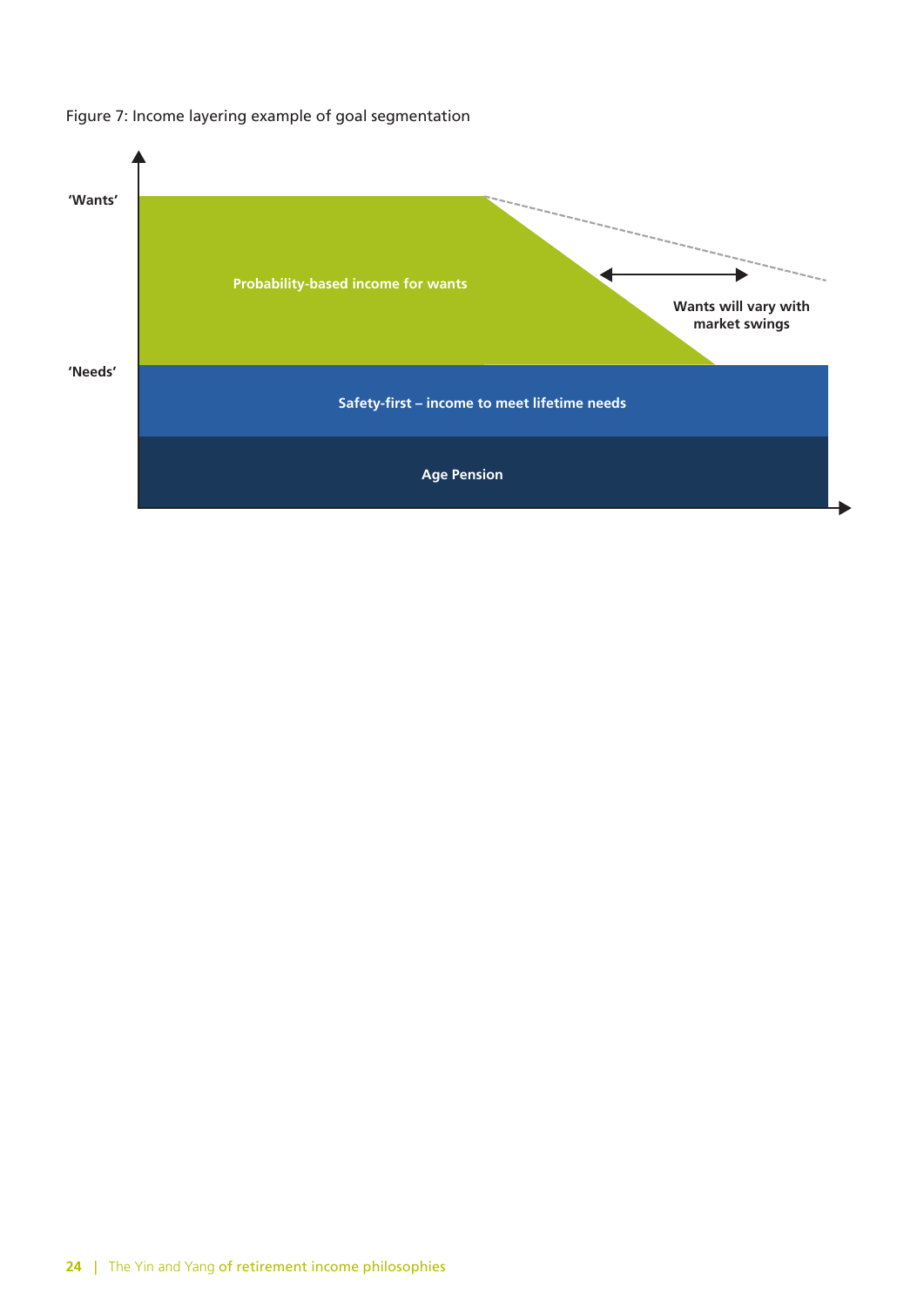Figure 7: Income layering example of goal segmentation

'Wants'

Probability-based income for wants

Wants will vary with market swings

'Needs'

Safety-first – income to meet lifetime needs

Age Pension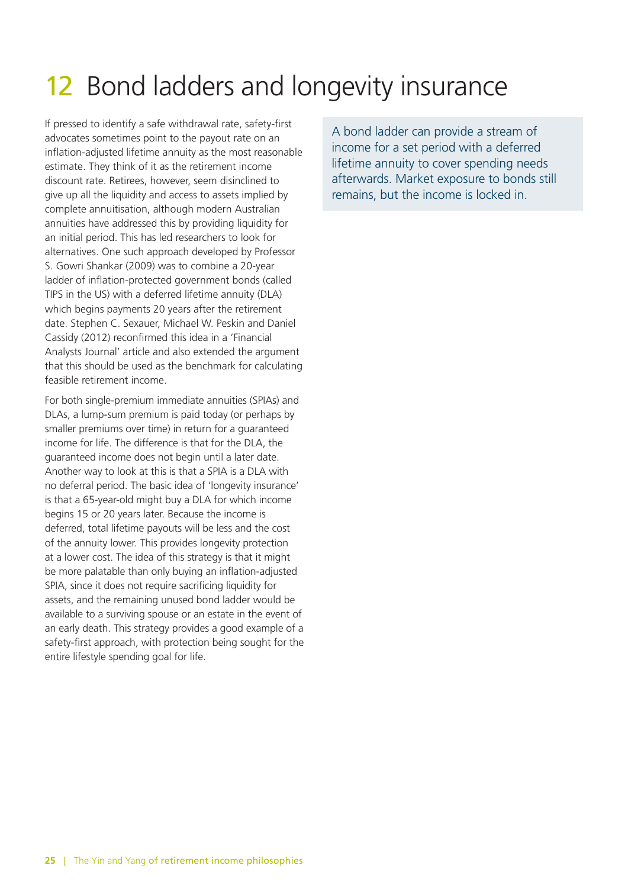# 12 Bond ladders and longevity insurance

If pressed to identify a safe withdrawal rate, safety-first advocates sometimes point to the payout rate on an inflation-adjusted lifetime annuity as the most reasonable estimate. They think of it as the retirement income discount rate. Retirees, however, seem disinclined to give up all the liquidity and access to assets implied by complete annuitisation, although modern Australian annuities have addressed this by providing liquidity for an initial period. This has led researchers to look for alternatives. One such approach developed by Professor S. Gowri Shankar (2009) was to combine a 20-year ladder of inflation-protected government bonds (called TIPS in the US) with a deferred lifetime annuity (DLA) which begins payments 20 years after the retirement date. Stephen C. Sexauer, Michael W. Peskin and Daniel Cassidy (2012) reconfirmed this idea in a 'Financial Analysts Journal' article and also extended the argument that this should be used as the benchmark for calculating feasible retirement income.

For both single-premium immediate annuities (SPIAs) and DLAs, a lump-sum premium is paid today (or perhaps by smaller premiums over time) in return for a guaranteed income for life. The difference is that for the DLA, the guaranteed income does not begin until a later date. Another way to look at this is that a SPIA is a DLA with no deferral period. The basic idea of 'longevity insurance' is that a 65-year-old might buy a DLA for which income begins 15 or 20 years later. Because the income is deferred, total lifetime payouts will be less and the cost of the annuity lower. This provides longevity protection at a lower cost. The idea of this strategy is that it might be more palatable than only buying an inflation-adjusted SPIA, since it does not require sacrificing liquidity for assets, and the remaining unused bond ladder would be available to a surviving spouse or an estate in the event of an early death. This strategy provides a good example of a safety-first approach, with protection being sought for the entire lifestyle spending goal for life.

> A bond ladder can provide a stream of income for a set period with a deferred lifetime annuity to cover spending needs afterwards. Market exposure to bonds still remains, but the income is locked in.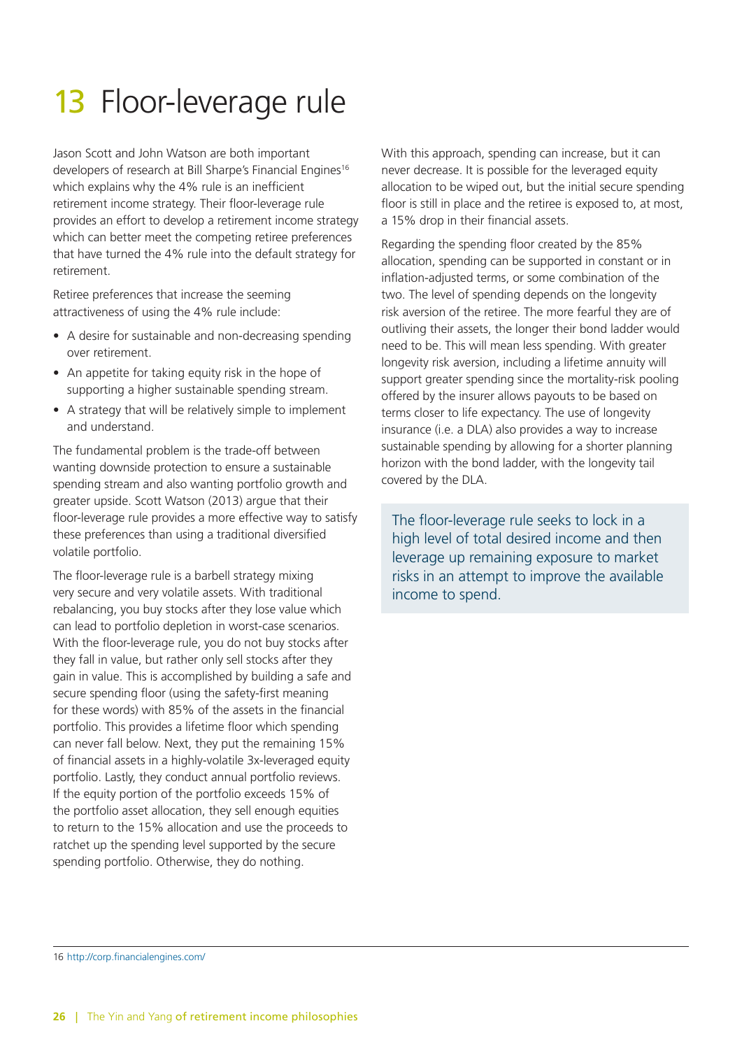# 13 Floor-leverage rule

Jason Scott and John Watson are both important developers of research at Bill Sharpe's Financial Engines[16] which explains why the 4% rule is an inefficient retirement income strategy. Their floor-leverage rule provides an effort to develop a retirement income strategy which can better meet the competing retiree preferences that have turned the 4% rule into the default strategy for retirement.

Retiree preferences that increase the seeming attractiveness of using the 4% rule include:

- A desire for sustainable and non-decreasing spending over retirement.
- An appetite for taking equity risk in the hope of supporting a higher sustainable spending stream.
- A strategy that will be relatively simple to implement and understand.

The fundamental problem is the trade-off between wanting downside protection to ensure a sustainable spending stream and also wanting portfolio growth and greater upside. Scott Watson (2013) argue that their floor-leverage rule provides a more effective way to satisfy these preferences than using a traditional diversified volatile portfolio.

The floor-leverage rule is a barbell strategy mixing very secure and very volatile assets. With traditional rebalancing, you buy stocks after they lose value which can lead to portfolio depletion in worst-case scenarios. With the floor-leverage rule, you do not buy stocks after they fall in value, but rather only sell stocks after they gain in value. This is accomplished by building a safe and secure spending floor (using the safety-first meaning for these words) with 85% of the assets in the financial portfolio. This provides a lifetime floor which spending can never fall below. Next, they put the remaining 15% of financial assets in a highly-volatile 3x-leveraged equity portfolio. Lastly, they conduct annual portfolio reviews. If the equity portion of the portfolio exceeds 15% of the portfolio asset allocation, they sell enough equities to return to the 15% allocation and use the proceeds to ratchet up the spending level supported by the secure spending portfolio. Otherwise, they do nothing.

With this approach, spending can increase, but it can never decrease. It is possible for the leveraged equity allocation to be wiped out, but the initial secure spending floor is still in place and the retiree is exposed to, at most, a 15% drop in their financial assets.

Regarding the spending floor created by the 85% allocation, spending can be supported in constant or in inflation-adjusted terms, or some combination of the two. The level of spending depends on the longevity risk aversion of the retiree. The more fearful they are of outliving their assets, the longer their bond ladder would need to be. This will mean less spending. With greater longevity risk aversion, including a lifetime annuity will support greater spending since the mortality-risk pooling offered by the insurer allows payouts to be based on terms closer to life expectancy. The use of longevity insurance (i.e. a DLA) also provides a way to increase sustainable spending by allowing for a shorter planning horizon with the bond ladder, with the longevity tail covered by the DLA.

> The floor-leverage rule seeks to lock in a high level of total desired income and then leverage up remaining exposure to market risks in an attempt to improve the available income to spend.

16 http://corp.financialengines.com/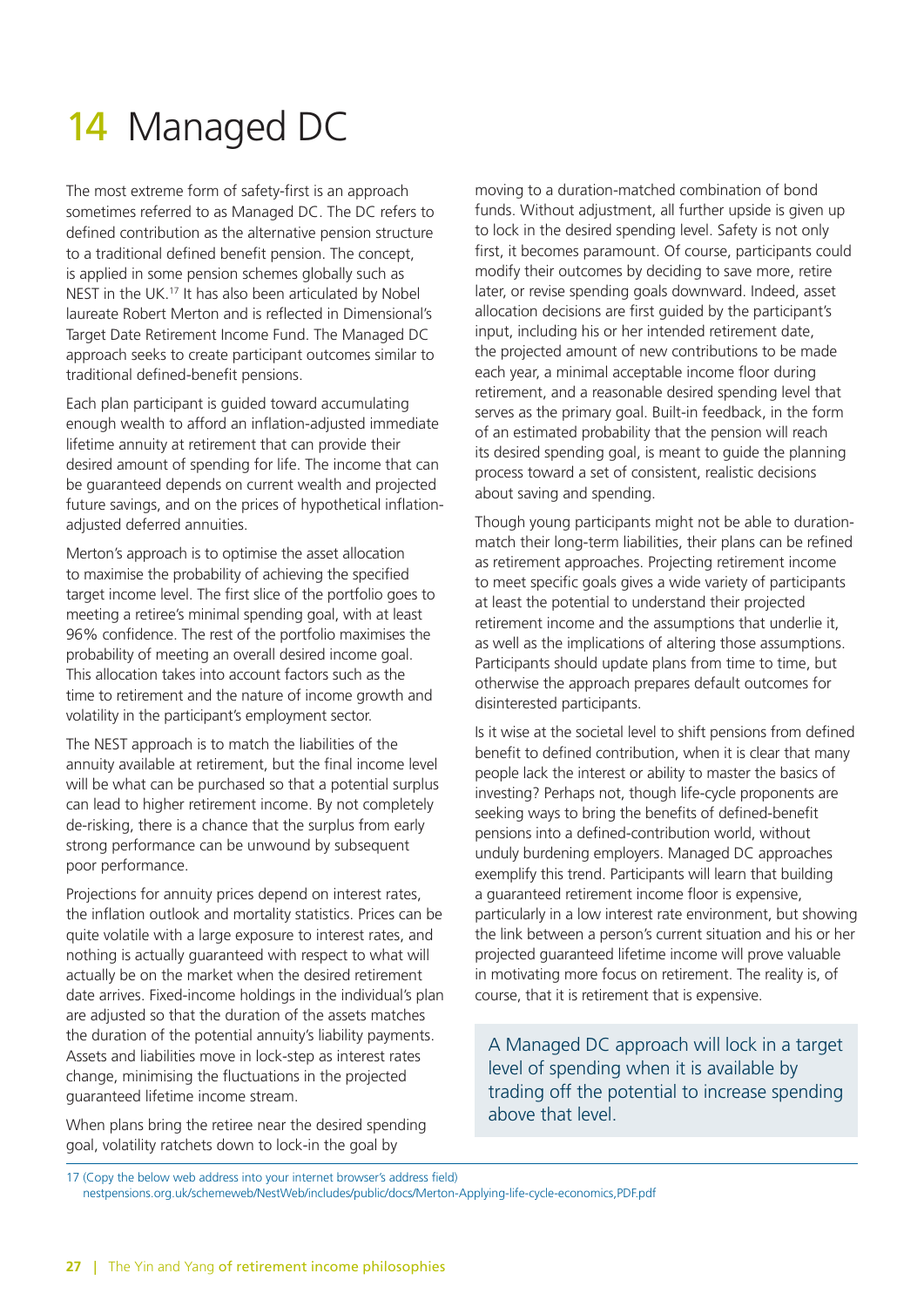# 14 Managed DC

The most extreme form of safety-first is an approach sometimes referred to as Managed DC. The DC refers to defined contribution as the alternative pension structure to a traditional defined benefit pension. The concept, is applied in some pension schemes globally such as NEST in the UK.[17] It has also been articulated by Nobel laureate Robert Merton and is reflected in Dimensional's Target Date Retirement Income Fund. The Managed DC approach seeks to create participant outcomes similar to traditional defined-benefit pensions.

Each plan participant is guided toward accumulating enough wealth to afford an inflation-adjusted immediate lifetime annuity at retirement that can provide their desired amount of spending for life. The income that can be guaranteed depends on current wealth and projected future savings, and on the prices of hypothetical inflation-adjusted deferred annuities.

Merton's approach is to optimise the asset allocation to maximise the probability of achieving the specified target income level. The first slice of the portfolio goes to meeting a retiree's minimal spending goal, with at least 96% confidence. The rest of the portfolio maximises the probability of meeting an overall desired income goal. This allocation takes into account factors such as the time to retirement and the nature of income growth and volatility in the participant's employment sector.

The NEST approach is to match the liabilities of the annuity available at retirement, but the final income level will be what can be purchased so that a potential surplus can lead to higher retirement income. By not completely de-risking, there is a chance that the surplus from early strong performance can be unwound by subsequent poor performance.

Projections for annuity prices depend on interest rates, the inflation outlook and mortality statistics. Prices can be quite volatile with a large exposure to interest rates, and nothing is actually guaranteed with respect to what will actually be on the market when the desired retirement date arrives. Fixed-income holdings in the individual's plan are adjusted so that the duration of the assets matches the duration of the potential annuity's liability payments. Assets and liabilities move in lock-step as interest rates change, minimising the fluctuations in the projected guaranteed lifetime income stream.

When plans bring the retiree near the desired spending goal, volatility ratchets down to lock-in the goal by moving to a duration-matched combination of bond funds. Without adjustment, all further upside is given up to lock in the desired spending level. Safety is not only first, it becomes paramount. Of course, participants could modify their outcomes by deciding to save more, retire later, or revise spending goals downward. Indeed, asset allocation decisions are first guided by the participant's input, including his or her intended retirement date, the projected amount of new contributions to be made each year, a minimal acceptable income floor during retirement, and a reasonable desired spending level that serves as the primary goal. Built-in feedback, in the form of an estimated probability that the pension will reach its desired spending goal, is meant to guide the planning process toward a set of consistent, realistic decisions about saving and spending.

Though young participants might not be able to duration-match their long-term liabilities, their plans can be refined as retirement approaches. Projecting retirement income to meet specific goals gives a wide variety of participants at least the potential to understand their projected retirement income and the assumptions that underlie it, as well as the implications of altering those assumptions. Participants should update plans from time to time, but otherwise the approach prepares default outcomes for disinterested participants.

Is it wise at the societal level to shift pensions from defined benefit to defined contribution, when it is clear that many people lack the interest or ability to master the basics of investing? Perhaps not, though life-cycle proponents are seeking ways to bring the benefits of defined-benefit pensions into a defined-contribution world, without unduly burdening employers. Managed DC approaches exemplify this trend. Participants will learn that building a guaranteed retirement income floor is expensive, particularly in a low interest rate environment, but showing the link between a person's current situation and his or her projected guaranteed lifetime income will prove valuable in motivating more focus on retirement. The reality is, of course, that it is retirement that is expensive.

> A Managed DC approach will lock in a target level of spending when it is available by trading off the potential to increase spending above that level.

---

17 (Copy the below web address into your internet browser's address field)
nestpensions.org.uk/schemeweb/NestWeb/includes/public/docs/Merton-Applying-life-cycle-economics,PDF.pdf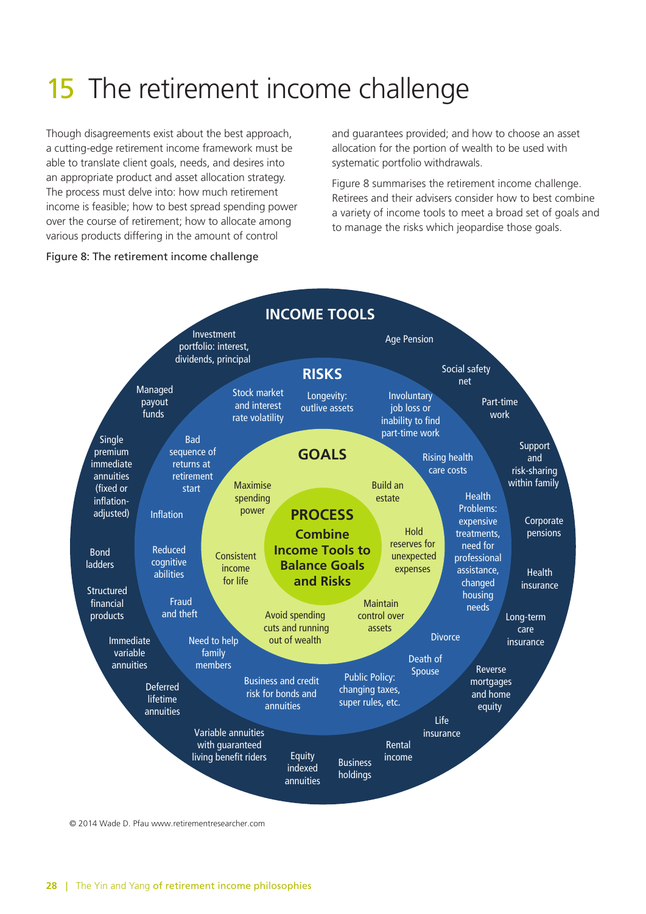# 15 The retirement income challenge

Though disagreements exist about the best approach, a cutting-edge retirement income framework must be able to translate client goals, needs, and desires into an appropriate product and asset allocation strategy. The process must delve into: how much retirement income is feasible; how to best spread spending power over the course of retirement; how to allocate among various products differing in the amount of control and guarantees provided; and how to choose an asset allocation for the portion of wealth to be used with systematic portfolio withdrawals.

Figure 8 summarises the retirement income challenge. Retirees and their advisers consider how to best combine a variety of income tools to meet a broad set of goals and to manage the risks which jeopardise those goals.

Figure 8: The retirement income challenge

**INCOME TOOLS**

- Investment portfolio: interest, dividends, principal
- Age Pension
- Social safety net
- Part-time work
- Support and risk-sharing within family
- Corporate pensions
- Health insurance
- Long-term care insurance
- Reverse mortgages and home equity
- Life insurance
- Rental income
- Business holdings
- Equity indexed annuities
- Variable annuities with guaranteed living benefit riders
- Deferred lifetime annuities
- Immediate variable annuities
- Structured financial products
- Bond ladders
- Single premium immediate annuities (fixed or inflation-adjusted)
- Managed payout funds

**RISKS**

- Stock market and interest rate volatility
- Longevity: outlive assets
- Involuntary job loss or inability to find part-time work
- Rising health care costs
- Health Problems: expensive treatments, need for professional assistance, changed housing needs
- Divorce
- Death of Spouse
- Public Policy: changing taxes, super rules, etc.
- Business and credit risk for bonds and annuities
- Need to help family members
- Fraud and theft
- Reduced cognitive abilities
- Inflation
- Bad sequence of returns at retirement start

**GOALS**

- Maximise spending power
- Build an estate
- Hold reserves for unexpected expenses
- Maintain control over assets
- Avoid spending cuts and running out of wealth
- Consistent income for life

**PROCESS**

**Combine Income Tools to Balance Goals and Risks**

© 2014 Wade D. Pfau www.retirementresearcher.com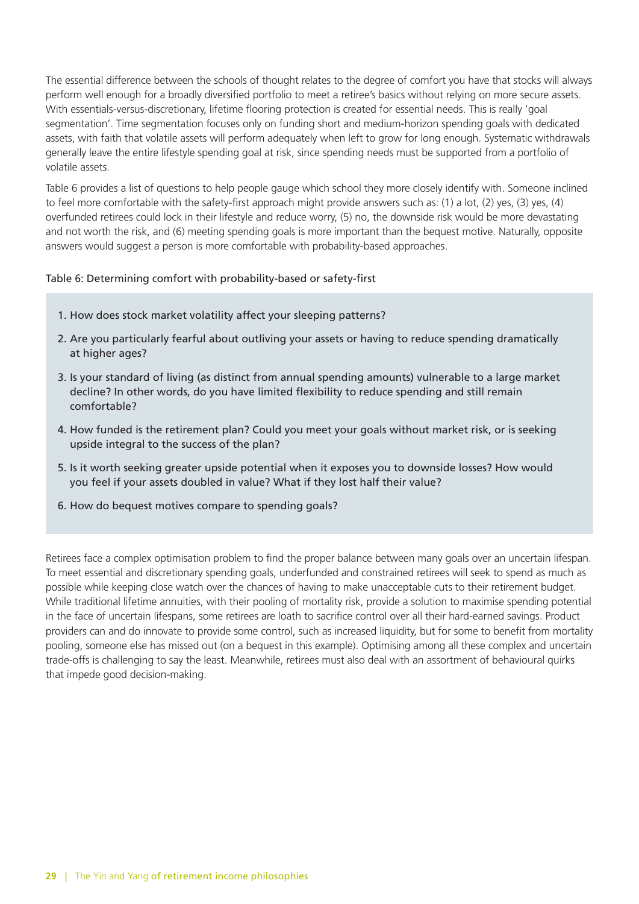The essential difference between the schools of thought relates to the degree of comfort you have that stocks will always perform well enough for a broadly diversified portfolio to meet a retiree's basics without relying on more secure assets. With essentials-versus-discretionary, lifetime flooring protection is created for essential needs. This is really 'goal segmentation'. Time segmentation focuses only on funding short and medium-horizon spending goals with dedicated assets, with faith that volatile assets will perform adequately when left to grow for long enough. Systematic withdrawals generally leave the entire lifestyle spending goal at risk, since spending needs must be supported from a portfolio of volatile assets.

Table 6 provides a list of questions to help people gauge which school they more closely identify with. Someone inclined to feel more comfortable with the safety-first approach might provide answers such as: (1) a lot, (2) yes, (3) yes, (4) overfunded retirees could lock in their lifestyle and reduce worry, (5) no, the downside risk would be more devastating and not worth the risk, and (6) meeting spending goals is more important than the bequest motive. Naturally, opposite answers would suggest a person is more comfortable with probability-based approaches.

Table 6: Determining comfort with probability-based or safety-first

1. How does stock market volatility affect your sleeping patterns?
2. Are you particularly fearful about outliving your assets or having to reduce spending dramatically at higher ages?
3. Is your standard of living (as distinct from annual spending amounts) vulnerable to a large market decline? In other words, do you have limited flexibility to reduce spending and still remain comfortable?
4. How funded is the retirement plan? Could you meet your goals without market risk, or is seeking upside integral to the success of the plan?
5. Is it worth seeking greater upside potential when it exposes you to downside losses? How would you feel if your assets doubled in value? What if they lost half their value?
6. How do bequest motives compare to spending goals?

Retirees face a complex optimisation problem to find the proper balance between many goals over an uncertain lifespan. To meet essential and discretionary spending goals, underfunded and constrained retirees will seek to spend as much as possible while keeping close watch over the chances of having to make unacceptable cuts to their retirement budget. While traditional lifetime annuities, with their pooling of mortality risk, provide a solution to maximise spending potential in the face of uncertain lifespans, some retirees are loath to sacrifice control over all their hard-earned savings. Product providers can and do innovate to provide some control, such as increased liquidity, but for some to benefit from mortality pooling, someone else has missed out (on a bequest in this example). Optimising among all these complex and uncertain trade-offs is challenging to say the least. Meanwhile, retirees must also deal with an assortment of behavioural quirks that impede good decision-making.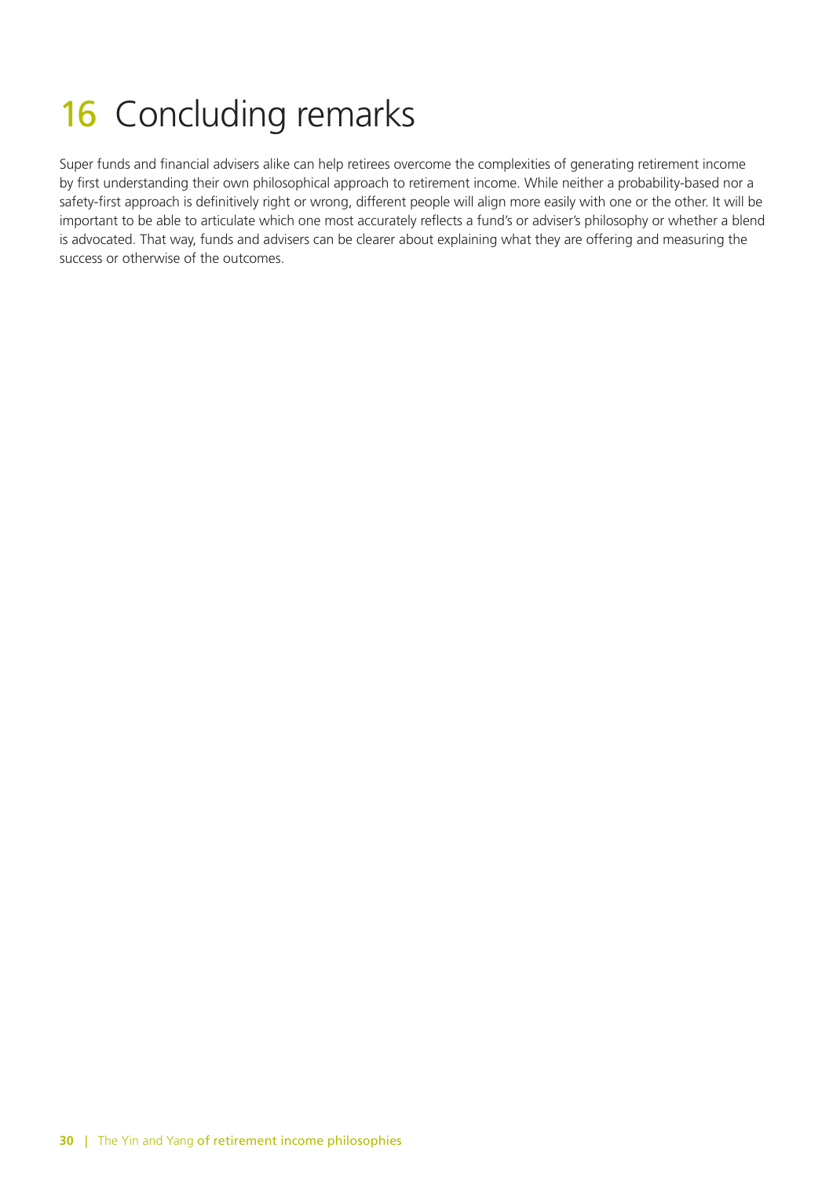# 16 Concluding remarks

Super funds and financial advisers alike can help retirees overcome the complexities of generating retirement income by first understanding their own philosophical approach to retirement income. While neither a probability-based nor a safety-first approach is definitively right or wrong, different people will align more easily with one or the other. It will be important to be able to articulate which one most accurately reflects a fund's or adviser's philosophy or whether a blend is advocated. That way, funds and advisers can be clearer about explaining what they are offering and measuring the success or otherwise of the outcomes.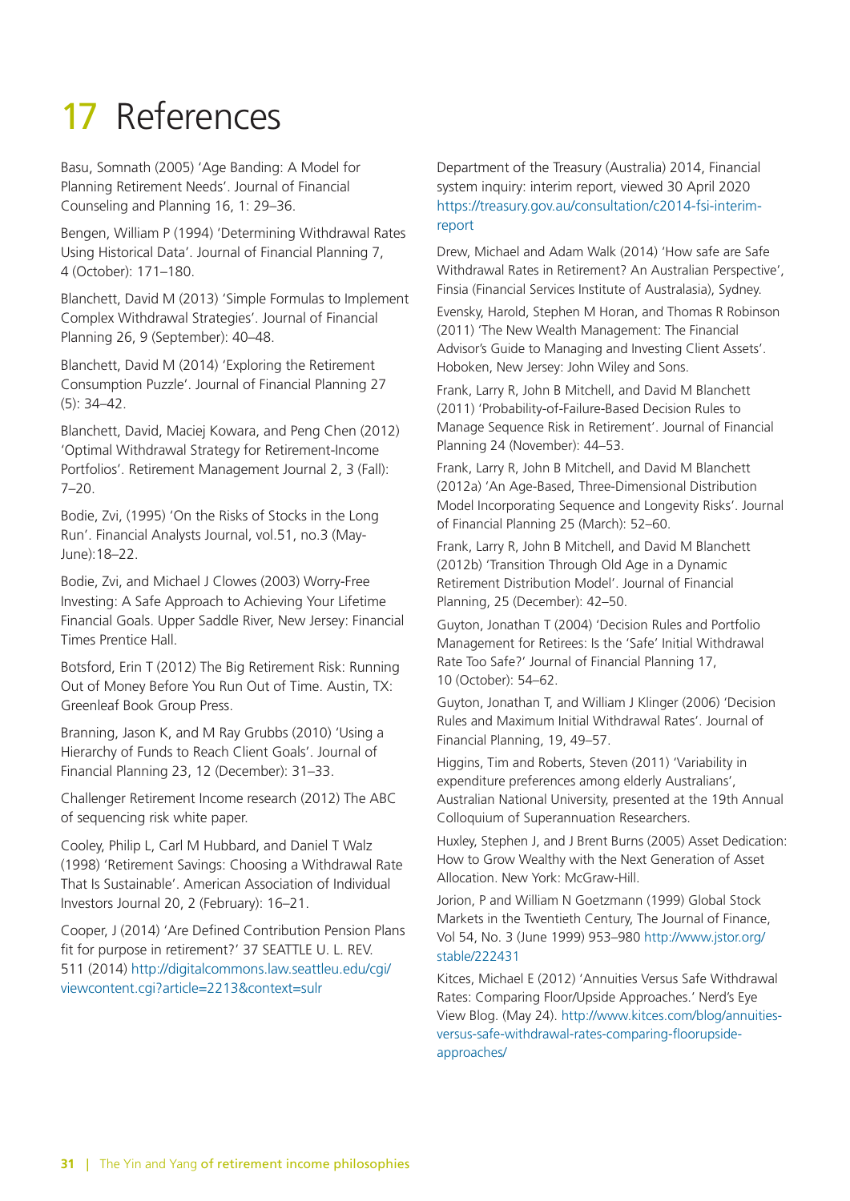# 17 References

Basu, Somnath (2005) 'Age Banding: A Model for Planning Retirement Needs'. Journal of Financial Counseling and Planning 16, 1: 29–36.

Bengen, William P (1994) 'Determining Withdrawal Rates Using Historical Data'. Journal of Financial Planning 7, 4 (October): 171–180.

Blanchett, David M (2013) 'Simple Formulas to Implement Complex Withdrawal Strategies'. Journal of Financial Planning 26, 9 (September): 40–48.

Blanchett, David M (2014) 'Exploring the Retirement Consumption Puzzle'. Journal of Financial Planning 27 (5): 34–42.

Blanchett, David, Maciej Kowara, and Peng Chen (2012) 'Optimal Withdrawal Strategy for Retirement-Income Portfolios'. Retirement Management Journal 2, 3 (Fall): 7–20.

Bodie, Zvi, (1995) 'On the Risks of Stocks in the Long Run'. Financial Analysts Journal, vol.51, no.3 (May-June):18–22.

Bodie, Zvi, and Michael J Clowes (2003) Worry-Free Investing: A Safe Approach to Achieving Your Lifetime Financial Goals. Upper Saddle River, New Jersey: Financial Times Prentice Hall.

Botsford, Erin T (2012) The Big Retirement Risk: Running Out of Money Before You Run Out of Time. Austin, TX: Greenleaf Book Group Press.

Branning, Jason K, and M Ray Grubbs (2010) 'Using a Hierarchy of Funds to Reach Client Goals'. Journal of Financial Planning 23, 12 (December): 31–33.

Challenger Retirement Income research (2012) The ABC of sequencing risk white paper.

Cooley, Philip L, Carl M Hubbard, and Daniel T Walz (1998) 'Retirement Savings: Choosing a Withdrawal Rate That Is Sustainable'. American Association of Individual Investors Journal 20, 2 (February): 16–21.

Cooper, J (2014) 'Are Defined Contribution Pension Plans fit for purpose in retirement?' 37 SEATTLE U. L. REV. 511 (2014) http://digitalcommons.law.seattleu.edu/cgi/viewcontent.cgi?article=2213&context=sulr

Department of the Treasury (Australia) 2014, Financial system inquiry: interim report, viewed 30 April 2020 https://treasury.gov.au/consultation/c2014-fsi-interim-report

Drew, Michael and Adam Walk (2014) 'How safe are Safe Withdrawal Rates in Retirement? An Australian Perspective', Finsia (Financial Services Institute of Australasia), Sydney.

Evensky, Harold, Stephen M Horan, and Thomas R Robinson (2011) 'The New Wealth Management: The Financial Advisor's Guide to Managing and Investing Client Assets'. Hoboken, New Jersey: John Wiley and Sons.

Frank, Larry R, John B Mitchell, and David M Blanchett (2011) 'Probability-of-Failure-Based Decision Rules to Manage Sequence Risk in Retirement'. Journal of Financial Planning 24 (November): 44–53.

Frank, Larry R, John B Mitchell, and David M Blanchett (2012a) 'An Age-Based, Three-Dimensional Distribution Model Incorporating Sequence and Longevity Risks'. Journal of Financial Planning 25 (March): 52–60.

Frank, Larry R, John B Mitchell, and David M Blanchett (2012b) 'Transition Through Old Age in a Dynamic Retirement Distribution Model'. Journal of Financial Planning, 25 (December): 42–50.

Guyton, Jonathan T (2004) 'Decision Rules and Portfolio Management for Retirees: Is the 'Safe' Initial Withdrawal Rate Too Safe?' Journal of Financial Planning 17, 10 (October): 54–62.

Guyton, Jonathan T, and William J Klinger (2006) 'Decision Rules and Maximum Initial Withdrawal Rates'. Journal of Financial Planning, 19, 49–57.

Higgins, Tim and Roberts, Steven (2011) 'Variability in expenditure preferences among elderly Australians', Australian National University, presented at the 19th Annual Colloquium of Superannuation Researchers.

Huxley, Stephen J, and J Brent Burns (2005) Asset Dedication: How to Grow Wealthy with the Next Generation of Asset Allocation. New York: McGraw-Hill.

Jorion, P and William N Goetzmann (1999) Global Stock Markets in the Twentieth Century, The Journal of Finance, Vol 54, No. 3 (June 1999) 953–980 http://www.jstor.org/stable/222431

Kitces, Michael E (2012) 'Annuities Versus Safe Withdrawal Rates: Comparing Floor/Upside Approaches.' Nerd's Eye View Blog. (May 24). http://www.kitces.com/blog/annuities-versus-safe-withdrawal-rates-comparing-floorupside-approaches/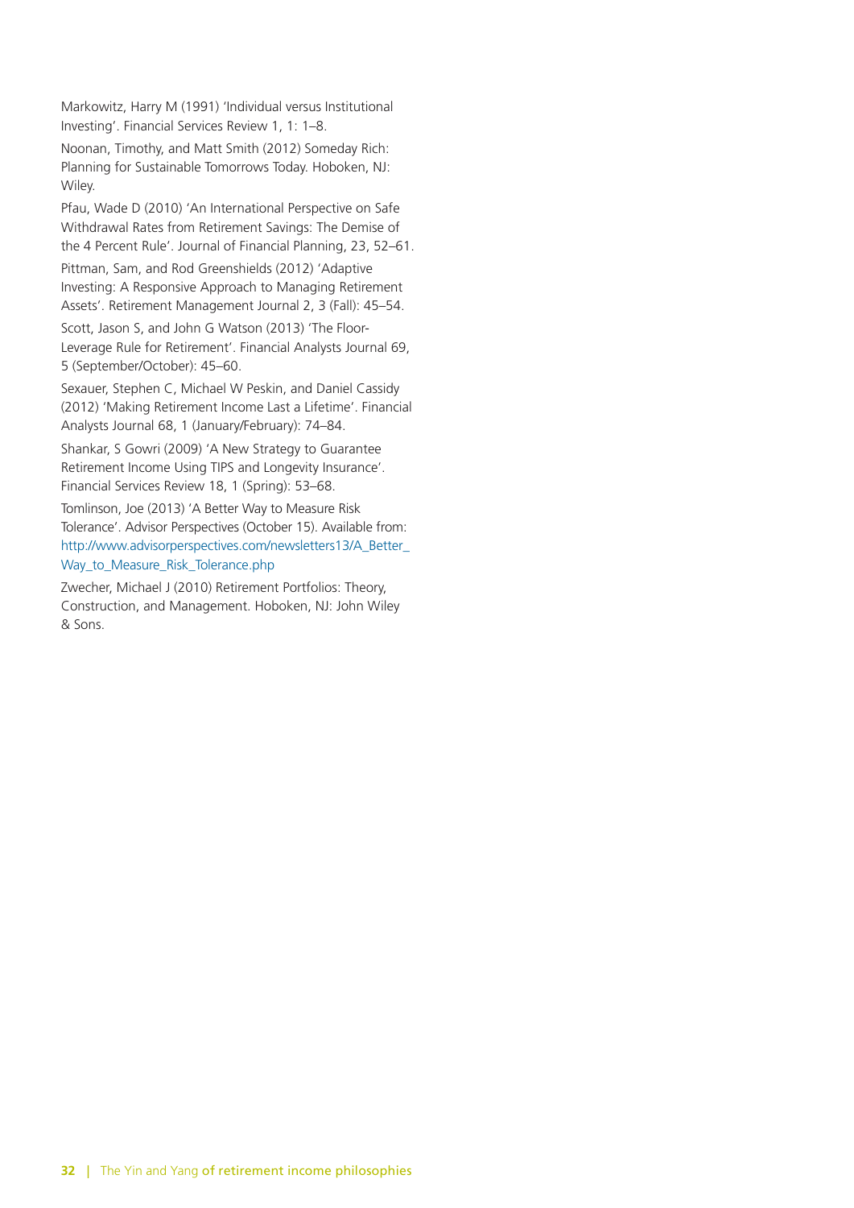Markowitz, Harry M (1991) 'Individual versus Institutional Investing'. Financial Services Review 1, 1: 1–8.

Noonan, Timothy, and Matt Smith (2012) Someday Rich: Planning for Sustainable Tomorrows Today. Hoboken, NJ: Wiley.

Pfau, Wade D (2010) 'An International Perspective on Safe Withdrawal Rates from Retirement Savings: The Demise of the 4 Percent Rule'. Journal of Financial Planning, 23, 52–61.

Pittman, Sam, and Rod Greenshields (2012) 'Adaptive Investing: A Responsive Approach to Managing Retirement Assets'. Retirement Management Journal 2, 3 (Fall): 45–54.

Scott, Jason S, and John G Watson (2013) 'The Floor-Leverage Rule for Retirement'. Financial Analysts Journal 69, 5 (September/October): 45–60.

Sexauer, Stephen C, Michael W Peskin, and Daniel Cassidy (2012) 'Making Retirement Income Last a Lifetime'. Financial Analysts Journal 68, 1 (January/February): 74–84.

Shankar, S Gowri (2009) 'A New Strategy to Guarantee Retirement Income Using TIPS and Longevity Insurance'. Financial Services Review 18, 1 (Spring): 53–68.

Tomlinson, Joe (2013) 'A Better Way to Measure Risk Tolerance'. Advisor Perspectives (October 15). Available from: http://www.advisorperspectives.com/newsletters13/A_Better_Way_to_Measure_Risk_Tolerance.php

Zwecher, Michael J (2010) Retirement Portfolios: Theory, Construction, and Management. Hoboken, NJ: John Wiley & Sons.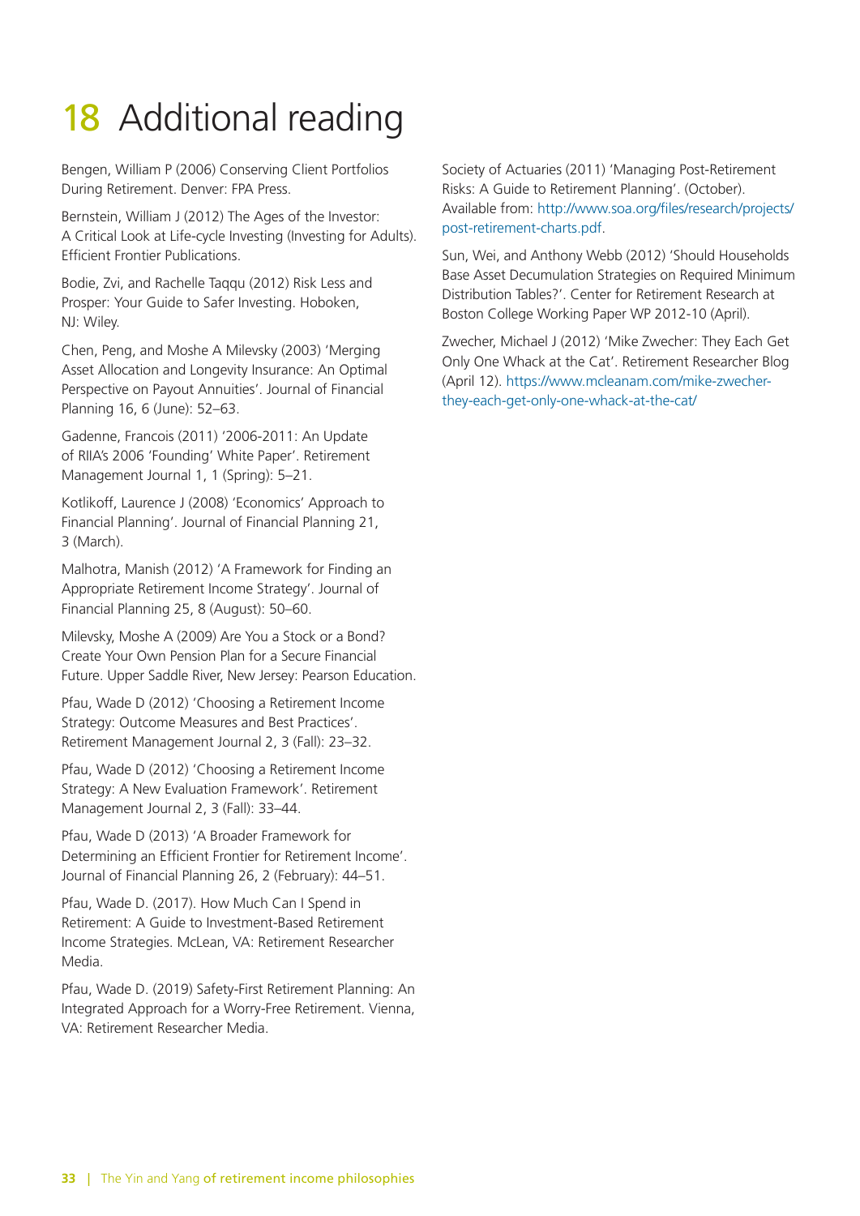# 18 Additional reading

Bengen, William P (2006) Conserving Client Portfolios During Retirement. Denver: FPA Press.

Bernstein, William J (2012) The Ages of the Investor: A Critical Look at Life-cycle Investing (Investing for Adults). Efficient Frontier Publications.

Bodie, Zvi, and Rachelle Taqqu (2012) Risk Less and Prosper: Your Guide to Safer Investing. Hoboken, NJ: Wiley.

Chen, Peng, and Moshe A Milevsky (2003) 'Merging Asset Allocation and Longevity Insurance: An Optimal Perspective on Payout Annuities'. Journal of Financial Planning 16, 6 (June): 52–63.

Gadenne, Francois (2011) '2006-2011: An Update of RIIA's 2006 'Founding' White Paper'. Retirement Management Journal 1, 1 (Spring): 5–21.

Kotlikoff, Laurence J (2008) 'Economics' Approach to Financial Planning'. Journal of Financial Planning 21, 3 (March).

Malhotra, Manish (2012) 'A Framework for Finding an Appropriate Retirement Income Strategy'. Journal of Financial Planning 25, 8 (August): 50–60.

Milevsky, Moshe A (2009) Are You a Stock or a Bond? Create Your Own Pension Plan for a Secure Financial Future. Upper Saddle River, New Jersey: Pearson Education.

Pfau, Wade D (2012) 'Choosing a Retirement Income Strategy: Outcome Measures and Best Practices'. Retirement Management Journal 2, 3 (Fall): 23–32.

Pfau, Wade D (2012) 'Choosing a Retirement Income Strategy: A New Evaluation Framework'. Retirement Management Journal 2, 3 (Fall): 33–44.

Pfau, Wade D (2013) 'A Broader Framework for Determining an Efficient Frontier for Retirement Income'. Journal of Financial Planning 26, 2 (February): 44–51.

Pfau, Wade D. (2017). How Much Can I Spend in Retirement: A Guide to Investment-Based Retirement Income Strategies. McLean, VA: Retirement Researcher Media.

Pfau, Wade D. (2019) Safety-First Retirement Planning: An Integrated Approach for a Worry-Free Retirement. Vienna, VA: Retirement Researcher Media.

Society of Actuaries (2011) 'Managing Post-Retirement Risks: A Guide to Retirement Planning'. (October). Available from: http://www.soa.org/files/research/projects/post-retirement-charts.pdf.

Sun, Wei, and Anthony Webb (2012) 'Should Households Base Asset Decumulation Strategies on Required Minimum Distribution Tables?'. Center for Retirement Research at Boston College Working Paper WP 2012-10 (April).

Zwecher, Michael J (2012) 'Mike Zwecher: They Each Get Only One Whack at the Cat'. Retirement Researcher Blog (April 12). https://www.mcleanam.com/mike-zwecher-they-each-get-only-one-whack-at-the-cat/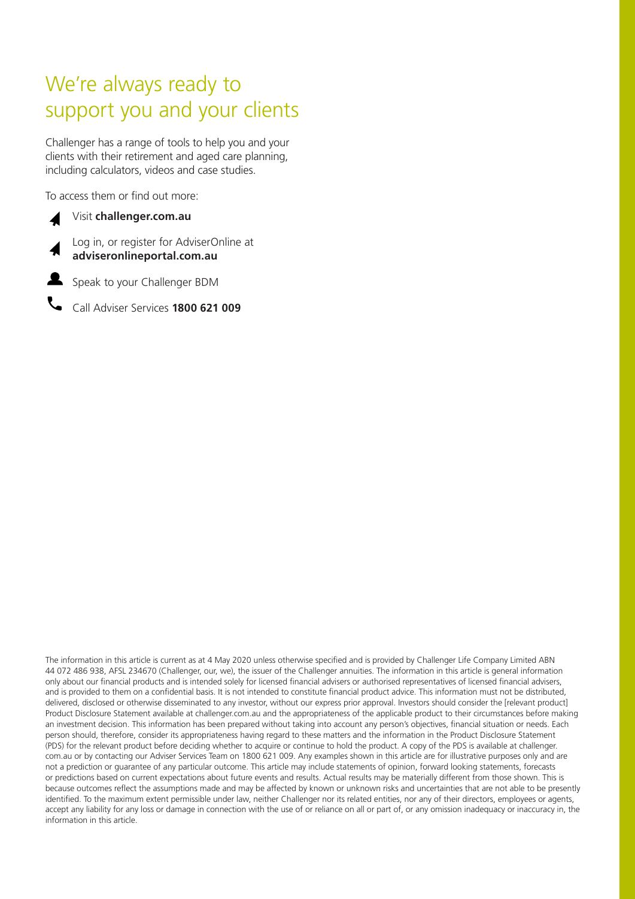# We're always ready to support you and your clients

Challenger has a range of tools to help you and your clients with their retirement and aged care planning, including calculators, videos and case studies.

To access them or find out more:

- Visit **challenger.com.au**
- Log in, or register for AdviserOnline at **adviseronlineportal.com.au**
- Speak to your Challenger BDM
- Call Adviser Services **1800 621 009**

The information in this article is current as at 4 May 2020 unless otherwise specified and is provided by Challenger Life Company Limited ABN 44 072 486 938, AFSL 234670 (Challenger, our, we), the issuer of the Challenger annuities. The information in this article is general information only about our financial products and is intended solely for licensed financial advisers or authorised representatives of licensed financial advisers, and is provided to them on a confidential basis. It is not intended to constitute financial product advice. This information must not be distributed, delivered, disclosed or otherwise disseminated to any investor, without our express prior approval. Investors should consider the [relevant product] Product Disclosure Statement available at challenger.com.au and the appropriateness of the applicable product to their circumstances before making an investment decision. This information has been prepared without taking into account any person's objectives, financial situation or needs. Each person should, therefore, consider its appropriateness having regard to these matters and the information in the Product Disclosure Statement (PDS) for the relevant product before deciding whether to acquire or continue to hold the product. A copy of the PDS is available at challenger.com.au or by contacting our Adviser Services Team on 1800 621 009. Any examples shown in this article are for illustrative purposes only and are not a prediction or guarantee of any particular outcome. This article may include statements of opinion, forward looking statements, forecasts or predictions based on current expectations about future events and results. Actual results may be materially different from those shown. This is because outcomes reflect the assumptions made and may be affected by known or unknown risks and uncertainties that are not able to be presently identified. To the maximum extent permissible under law, neither Challenger nor its related entities, nor any of their directors, employees or agents, accept any liability for any loss or damage in connection with the use of or reliance on all or part of, or any omission inadequacy or inaccuracy in, the information in this article.